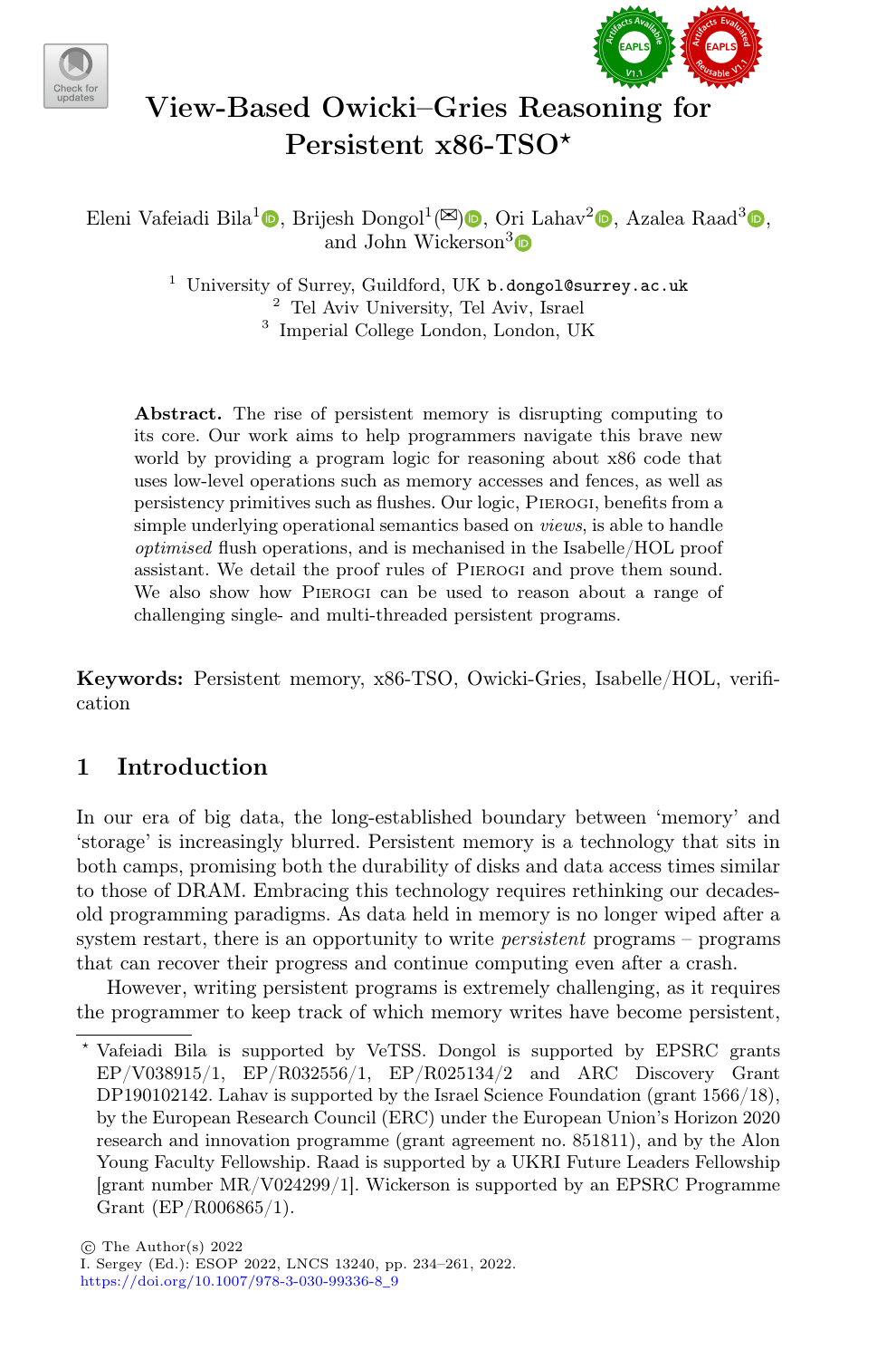# View-Based Owicki–Gries Reasoning for Persistent x86-TSO*

Eleni Vafeiadi Bila[1], Brijesh Dongol[1](✉), Ori Lahav[2], Azalea Raad[3], and John Wickerson[3]

[1] University of Surrey, Guildford, UK b.dongol@surrey.ac.uk
[2] Tel Aviv University, Tel Aviv, Israel
[3] Imperial College London, London, UK

**Abstract.** The rise of persistent memory is disrupting computing to its core. Our work aims to help programmers navigate this brave new world by providing a program logic for reasoning about x86 code that uses low-level operations such as memory accesses and fences, as well as persistency primitives such as flushes. Our logic, Pierogi, benefits from a simple underlying operational semantics based on *views*, is able to handle *optimised* flush operations, and is mechanised in the Isabelle/HOL proof assistant. We detail the proof rules of Pierogi and prove them sound. We also show how Pierogi can be used to reason about a range of challenging single- and multi-threaded persistent programs.

**Keywords:** Persistent memory, x86-TSO, Owicki-Gries, Isabelle/HOL, verification

## 1 Introduction

In our era of big data, the long-established boundary between 'memory' and 'storage' is increasingly blurred. Persistent memory is a technology that sits in both camps, promising both the durability of disks and data access times similar to those of DRAM. Embracing this technology requires rethinking our decades-old programming paradigms. As data held in memory is no longer wiped after a system restart, there is an opportunity to write *persistent* programs – programs that can recover their progress and continue computing even after a crash.

However, writing persistent programs is extremely challenging, as it requires the programmer to keep track of which memory writes have become persistent,

---

* Vafeiadi Bila is supported by VeTSS. Dongol is supported by EPSRC grants EP/V038915/1, EP/R032556/1, EP/R025134/2 and ARC Discovery Grant DP190102142. Lahav is supported by the Israel Science Foundation (grant 1566/18), by the European Research Council (ERC) under the European Union's Horizon 2020 research and innovation programme (grant agreement no. 851811), and by the Alon Young Faculty Fellowship. Raad is supported by a UKRI Future Leaders Fellowship [grant number MR/V024299/1]. Wickerson is supported by an EPSRC Programme Grant (EP/R006865/1).

© The Author(s) 2022
I. Sergey (Ed.): ESOP 2022, LNCS 13240, pp. 234–261, 2022.
https://doi.org/10.1007/978-3-030-99336-8_9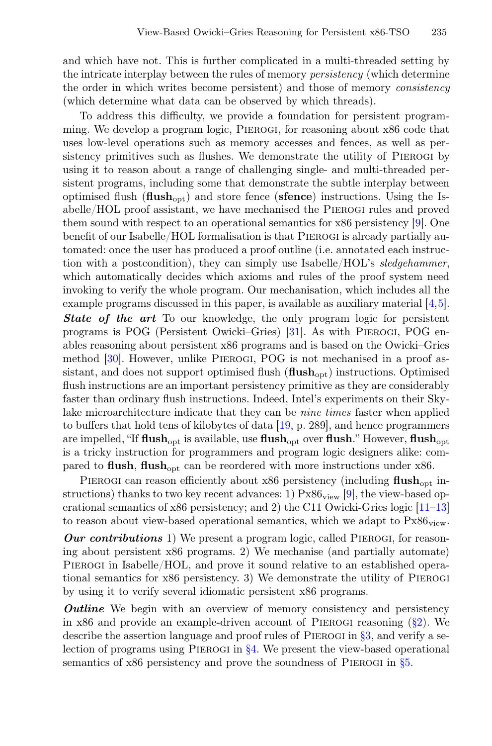and which have not. This is further complicated in a multi-threaded setting by the intricate interplay between the rules of memory *persistency* (which determine the order in which writes become persistent) and those of memory *consistency* (which determine what data can be observed by which threads).

To address this difficulty, we provide a foundation for persistent programming. We develop a program logic, Pierogi, for reasoning about x86 code that uses low-level operations such as memory accesses and fences, as well as persistency primitives such as flushes. We demonstrate the utility of Pierogi by using it to reason about a range of challenging single- and multi-threaded persistent programs, including some that demonstrate the subtle interplay between optimised flush ($\mathbf{flush}_{\mathrm{opt}}$) and store fence (**sfence**) instructions. Using the Isabelle/HOL proof assistant, we have mechanised the Pierogi rules and proved them sound with respect to an operational semantics for x86 persistency [9]. One benefit of our Isabelle/HOL formalisation is that Pierogi is already partially automated: once the user has produced a proof outline (i.e. annotated each instruction with a postcondition), they can simply use Isabelle/HOL's *sledgehammer*, which automatically decides which axioms and rules of the proof system need invoking to verify the whole program. Our mechanisation, which includes all the example programs discussed in this paper, is available as auxiliary material [4,5].

***State of the art*** To our knowledge, the only program logic for persistent programs is POG (Persistent Owicki–Gries) [31]. As with Pierogi, POG enables reasoning about persistent x86 programs and is based on the Owicki–Gries method [30]. However, unlike Pierogi, POG is not mechanised in a proof assistant, and does not support optimised flush ($\mathbf{flush}_{\mathrm{opt}}$) instructions. Optimised flush instructions are an important persistency primitive as they are considerably faster than ordinary flush instructions. Indeed, Intel's experiments on their Skylake microarchitecture indicate that they can be *nine times* faster when applied to buffers that hold tens of kilobytes of data [19, p. 289], and hence programmers are impelled, "If $\mathbf{flush}_{\mathrm{opt}}$ is available, use $\mathbf{flush}_{\mathrm{opt}}$ over **flush**." However, $\mathbf{flush}_{\mathrm{opt}}$ is a tricky instruction for programmers and program logic designers alike: compared to **flush**, $\mathbf{flush}_{\mathrm{opt}}$ can be reordered with more instructions under x86.

Pierogi can reason efficiently about x86 persistency (including $\mathbf{flush}_{\mathrm{opt}}$ instructions) thanks to two key recent advances: 1) $\mathrm{Px86}_{\mathrm{view}}$ [9], the view-based operational semantics of x86 persistency; and 2) the C11 Owicki-Gries logic [11–13] to reason about view-based operational semantics, which we adapt to $\mathrm{Px86}_{\mathrm{view}}$.

***Our contributions*** 1) We present a program logic, called Pierogi, for reasoning about persistent x86 programs. 2) We mechanise (and partially automate) Pierogi in Isabelle/HOL, and prove it sound relative to an established operational semantics for x86 persistency. 3) We demonstrate the utility of Pierogi by using it to verify several idiomatic persistent x86 programs.

***Outline*** We begin with an overview of memory consistency and persistency in x86 and provide an example-driven account of Pierogi reasoning (§2). We describe the assertion language and proof rules of Pierogi in §3, and verify a selection of programs using Pierogi in §4. We present the view-based operational semantics of x86 persistency and prove the soundness of Pierogi in §5.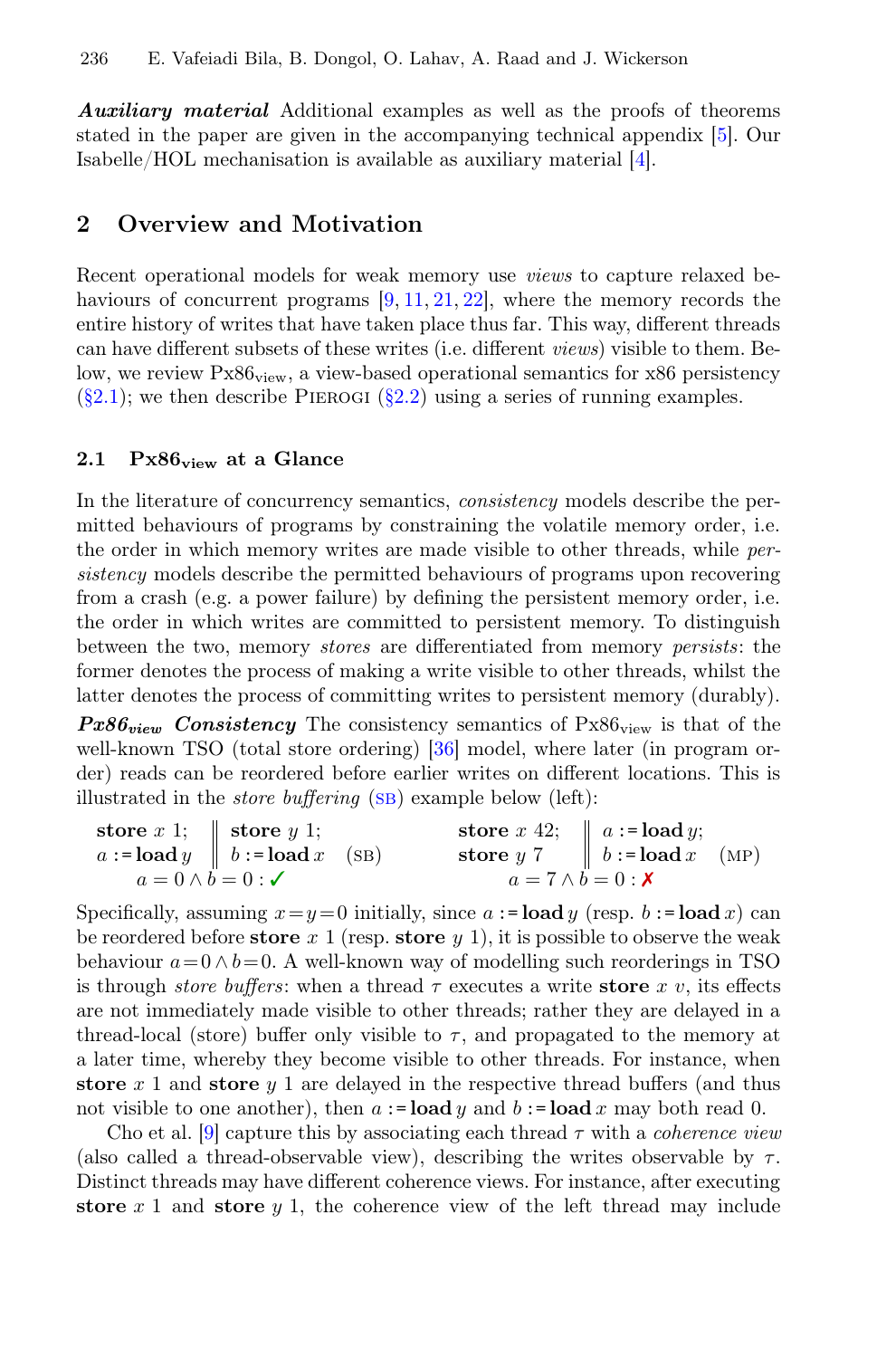***Auxiliary material*** Additional examples as well as the proofs of theorems stated in the paper are given in the accompanying technical appendix [5]. Our Isabelle/HOL mechanisation is available as auxiliary material [4].

## 2 Overview and Motivation

Recent operational models for weak memory use *views* to capture relaxed behaviours of concurrent programs [9, 11, 21, 22], where the memory records the entire history of writes that have taken place thus far. This way, different threads can have different subsets of these writes (i.e. different *views*) visible to them. Below, we review $\text{Px86}_{\text{view}}$, a view-based operational semantics for x86 persistency (§2.1); we then describe PIEROGI (§2.2) using a series of running examples.

### 2.1 $\text{Px86}_{\text{view}}$ at a Glance

In the literature of concurrency semantics, *consistency* models describe the permitted behaviours of programs by constraining the volatile memory order, i.e. the order in which memory writes are made visible to other threads, while *persistency* models describe the permitted behaviours of programs upon recovering from a crash (e.g. a power failure) by defining the persistent memory order, i.e. the order in which writes are committed to persistent memory. To distinguish between the two, memory *stores* are differentiated from memory *persists*: the former denotes the process of making a write visible to other threads, whilst the latter denotes the process of committing writes to persistent memory (durably).

***$\text{Px86}_{\text{view}}$ Consistency*** The consistency semantics of $\text{Px86}_{\text{view}}$ is that of the well-known TSO (total store ordering) [36] model, where later (in program order) reads can be reordered before earlier writes on different locations. This is illustrated in the *store buffering* (SB) example below (left):

$$\begin{array}{l||l} \textbf{store}\ x\ 1; & \textbf{store}\ y\ 1; \\ a := \textbf{load}\ y & b := \textbf{load}\ x \end{array} \quad (\text{SB}) \qquad \qquad \begin{array}{l||l} \textbf{store}\ x\ 42; & a := \textbf{load}\ y; \\ \textbf{store}\ y\ 7 & b := \textbf{load}\ x \end{array} \quad (\text{MP})$$

$$a = 0 \land b = 0 : \checkmark \qquad \qquad \qquad \qquad a = 7 \land b = 0 : \times$$

Specifically, assuming $x = y = 0$ initially, since $a := \textbf{load}\ y$ (resp. $b := \textbf{load}\ x$) can be reordered before $\textbf{store}\ x\ 1$ (resp. $\textbf{store}\ y\ 1$), it is possible to observe the weak behaviour $a = 0 \land b = 0$. A well-known way of modelling such reorderings in TSO is through *store buffers*: when a thread $\tau$ executes a write $\textbf{store}\ x\ v$, its effects are not immediately made visible to other threads; rather they are delayed in a thread-local (store) buffer only visible to $\tau$, and propagated to the memory at a later time, whereby they become visible to other threads. For instance, when $\textbf{store}\ x\ 1$ and $\textbf{store}\ y\ 1$ are delayed in the respective thread buffers (and thus not visible to one another), then $a := \textbf{load}\ y$ and $b := \textbf{load}\ x$ may both read 0.

Cho et al. [9] capture this by associating each thread $\tau$ with a *coherence view* (also called a thread-observable view), describing the writes observable by $\tau$. Distinct threads may have different coherence views. For instance, after executing $\textbf{store}\ x\ 1$ and $\textbf{store}\ y\ 1$, the coherence view of the left thread may include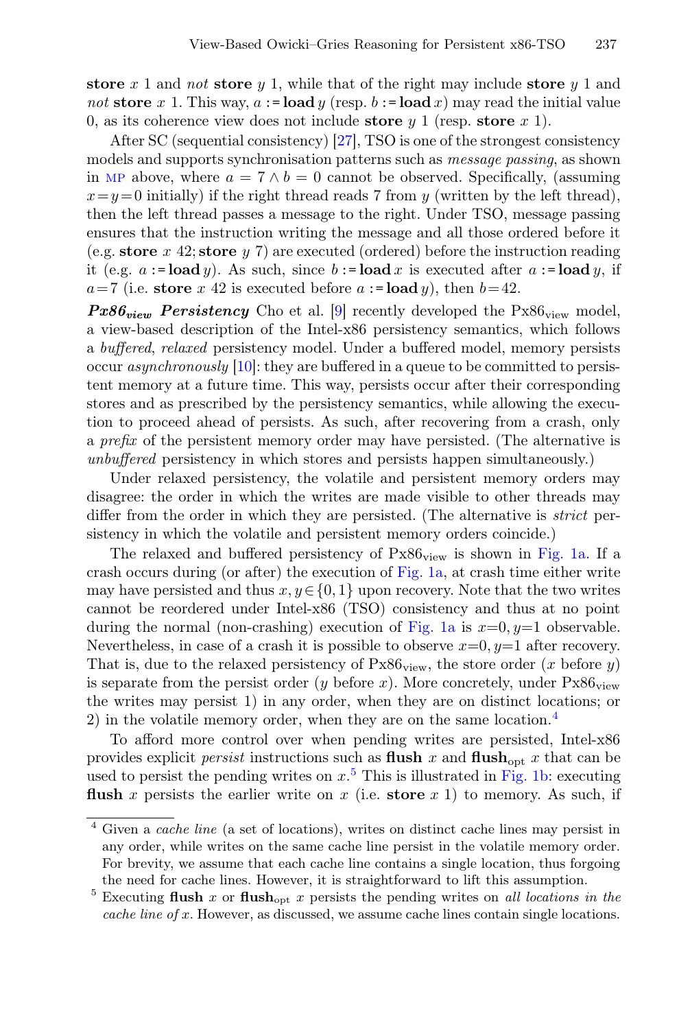**store** $x$ 1 and *not* **store** $y$ 1, while that of the right may include **store** $y$ 1 and *not* **store** $x$ 1. This way, $a := \textbf{load}\, y$ (resp. $b := \textbf{load}\, x$) may read the initial value 0, as its coherence view does not include **store** $y$ 1 (resp. **store** $x$ 1).

After SC (sequential consistency) [27], TSO is one of the strongest consistency models and supports synchronisation patterns such as *message passing*, as shown in MP above, where $a = 7 \wedge b = 0$ cannot be observed. Specifically, (assuming $x = y = 0$ initially) if the right thread reads 7 from $y$ (written by the left thread), then the left thread passes a message to the right. Under TSO, message passing ensures that the instruction writing the message and all those ordered before it (e.g. **store** $x$ 42; **store** $y$ 7) are executed (ordered) before the instruction reading it (e.g. $a := \textbf{load}\, y$). As such, since $b := \textbf{load}\, x$ is executed after $a := \textbf{load}\, y$, if $a = 7$ (i.e. **store** $x$ 42 is executed before $a := \textbf{load}\, y$), then $b = 42$.

***Px86$_{view}$* *Persistency*** Cho et al. [9] recently developed the Px86$_{\text{view}}$ model, a view-based description of the Intel-x86 persistency semantics, which follows a *buffered*, *relaxed* persistency model. Under a buffered model, memory persists occur *asynchronously* [10]: they are buffered in a queue to be committed to persistent memory at a future time. This way, persists occur after their corresponding stores and as prescribed by the persistency semantics, while allowing the execution to proceed ahead of persists. As such, after recovering from a crash, only a *prefix* of the persistent memory order may have persisted. (The alternative is *unbuffered* persistency in which stores and persists happen simultaneously.)

Under relaxed persistency, the volatile and persistent memory orders may disagree: the order in which the writes are made visible to other threads may differ from the order in which they are persisted. (The alternative is *strict* persistency in which the volatile and persistent memory orders coincide.)

The relaxed and buffered persistency of Px86$_{\text{view}}$ is shown in Fig. 1a. If a crash occurs during (or after) the execution of Fig. 1a, at crash time either write may have persisted and thus $x, y \in \{0, 1\}$ upon recovery. Note that the two writes cannot be reordered under Intel-x86 (TSO) consistency and thus at no point during the normal (non-crashing) execution of Fig. 1a is $x = 0, y = 1$ observable. Nevertheless, in case of a crash it is possible to observe $x = 0, y = 1$ after recovery. That is, due to the relaxed persistency of Px86$_{\text{view}}$, the store order ($x$ before $y$) is separate from the persist order ($y$ before $x$). More concretely, under Px86$_{\text{view}}$ the writes may persist 1) in any order, when they are on distinct locations; or 2) in the volatile memory order, when they are on the same location.[4]

To afford more control over when pending writes are persisted, Intel-x86 provides explicit *persist* instructions such as **flush** $x$ and **flush**$_{\text{opt}}$ $x$ that can be used to persist the pending writes on $x$.[5] This is illustrated in Fig. 1b: executing **flush** $x$ persists the earlier write on $x$ (i.e. **store** $x$ 1) to memory. As such, if

[4] Given a *cache line* (a set of locations), writes on distinct cache lines may persist in any order, while writes on the same cache line persist in the volatile memory order. For brevity, we assume that each cache line contains a single location, thus forgoing the need for cache lines. However, it is straightforward to lift this assumption.

[5] Executing **flush** $x$ or **flush**$_{\text{opt}}$ $x$ persists the pending writes on *all locations in the cache line of* $x$. However, as discussed, we assume cache lines contain single locations.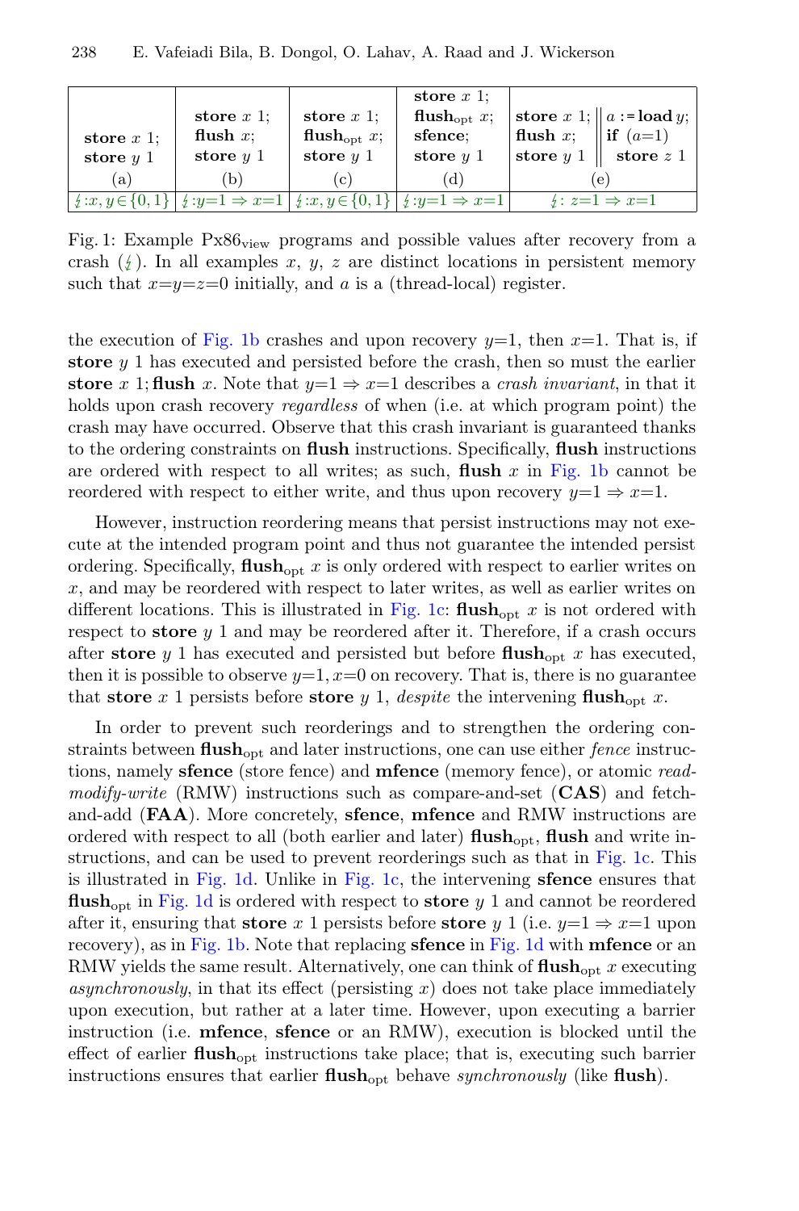| store $x$ 1; store $y$ 1 | store $x$ 1; flush $x$; store $y$ 1 | store $x$ 1; flush$_{\text{opt}}$ $x$; store $y$ 1 | store $x$ 1; flush$_{\text{opt}}$ $x$; sfence; store $y$ 1 | store $x$ 1; flush $x$; store $y$ 1 ‖ $a$ := load $y$; if ($a$=1) store $z$ 1 |
|---|---|---|---|---|
| (a) | (b) | (c) | (d) | (e) |
| ↯: $x, y \in \{0,1\}$ | ↯: $y{=}1 \Rightarrow x{=}1$ | ↯: $x, y \in \{0,1\}$ | ↯: $y{=}1 \Rightarrow x{=}1$ | ↯: $z{=}1 \Rightarrow x{=}1$ |

Fig. 1: Example Px86$_{\text{view}}$ programs and possible values after recovery from a crash (↯). In all examples $x$, $y$, $z$ are distinct locations in persistent memory such that $x{=}y{=}z{=}0$ initially, and $a$ is a (thread-local) register.

the execution of Fig. 1b crashes and upon recovery $y{=}1$, then $x{=}1$. That is, if **store** $y$ 1 has executed and persisted before the crash, then so must the earlier **store** $x$ 1; **flush** $x$. Note that $y{=}1 \Rightarrow x{=}1$ describes a *crash invariant*, in that it holds upon crash recovery *regardless* of when (i.e. at which program point) the crash may have occurred. Observe that this crash invariant is guaranteed thanks to the ordering constraints on **flush** instructions. Specifically, **flush** instructions are ordered with respect to all writes; as such, **flush** $x$ in Fig. 1b cannot be reordered with respect to either write, and thus upon recovery $y{=}1 \Rightarrow x{=}1$.

However, instruction reordering means that persist instructions may not execute at the intended program point and thus not guarantee the intended persist ordering. Specifically, **flush**$_{\text{opt}}$ $x$ is only ordered with respect to earlier writes on $x$, and may be reordered with respect to later writes, as well as earlier writes on different locations. This is illustrated in Fig. 1c: **flush**$_{\text{opt}}$ $x$ is not ordered with respect to **store** $y$ 1 and may be reordered after it. Therefore, if a crash occurs after **store** $y$ 1 has executed and persisted but before **flush**$_{\text{opt}}$ $x$ has executed, then it is possible to observe $y{=}1, x{=}0$ on recovery. That is, there is no guarantee that **store** $x$ 1 persists before **store** $y$ 1, *despite* the intervening **flush**$_{\text{opt}}$ $x$.

In order to prevent such reorderings and to strengthen the ordering constraints between **flush**$_{\text{opt}}$ and later instructions, one can use either *fence* instructions, namely **sfence** (store fence) and **mfence** (memory fence), or atomic *read-modify-write* (RMW) instructions such as compare-and-set (**CAS**) and fetch-and-add (**FAA**). More concretely, **sfence**, **mfence** and RMW instructions are ordered with respect to all (both earlier and later) **flush**$_{\text{opt}}$, **flush** and write instructions, and can be used to prevent reorderings such as that in Fig. 1c. This is illustrated in Fig. 1d. Unlike in Fig. 1c, the intervening **sfence** ensures that **flush**$_{\text{opt}}$ in Fig. 1d is ordered with respect to **store** $y$ 1 and cannot be reordered after it, ensuring that **store** $x$ 1 persists before **store** $y$ 1 (i.e. $y{=}1 \Rightarrow x{=}1$ upon recovery), as in Fig. 1b. Note that replacing **sfence** in Fig. 1d with **mfence** or an RMW yields the same result. Alternatively, one can think of **flush**$_{\text{opt}}$ $x$ executing *asynchronously*, in that its effect (persisting $x$) does not take place immediately upon execution, but rather at a later time. However, upon executing a barrier instruction (i.e. **mfence**, **sfence** or an RMW), execution is blocked until the effect of earlier **flush**$_{\text{opt}}$ instructions take place; that is, executing such barrier instructions ensures that earlier **flush**$_{\text{opt}}$ behave *synchronously* (like **flush**).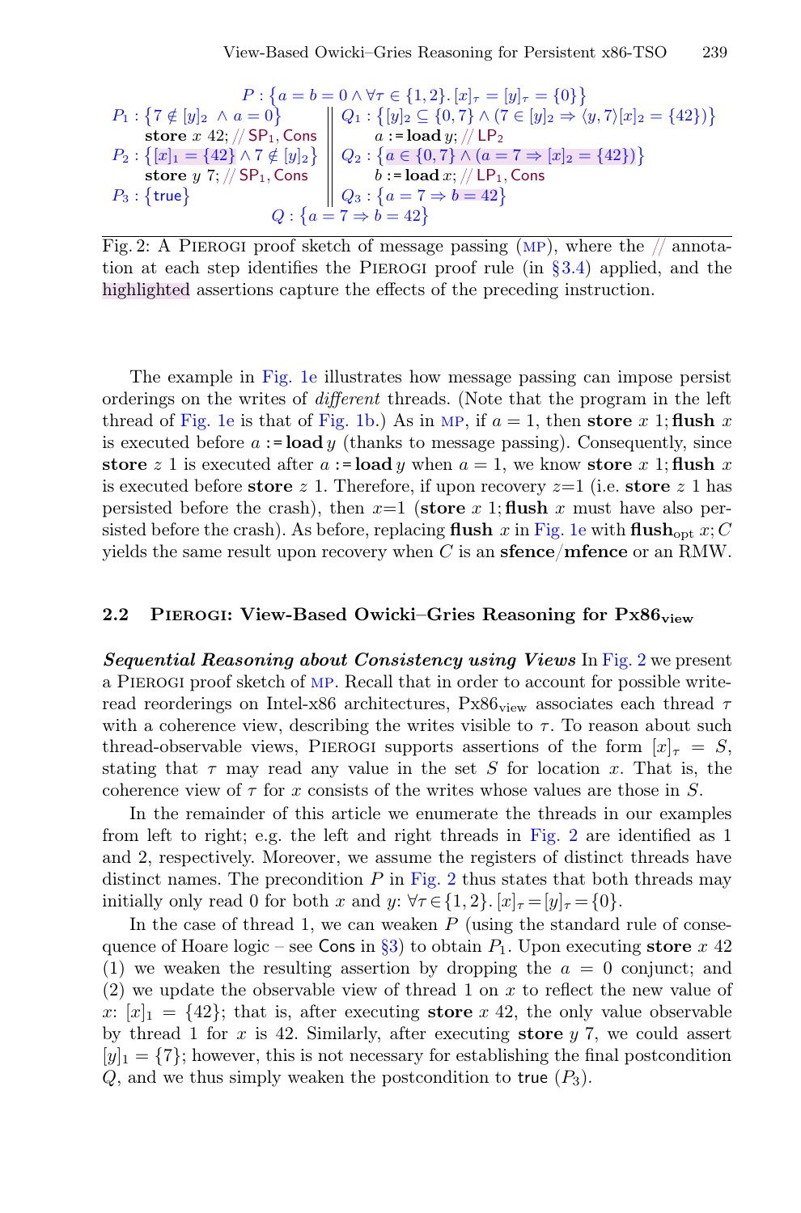$$P : \{a = b = 0 \wedge \forall \tau \in \{1,2\}.\, [x]_\tau = [y]_\tau = \{0\}\}$$

```
P1 : {7 ∉ [y]2 ∧ a = 0}                  ‖ Q1 : {[y]2 ⊆ {0,7} ∧ (7 ∈ [y]2 ⇒ ⟨y,7⟩[x]2 = {42})}
     store x 42; // SP1, Cons            ‖      a := load y; // LP2
P2 : {[x]1 = {42} ∧ 7 ∉ [y]2}            ‖ Q2 : {a ∈ {0,7} ∧ (a = 7 ⇒ [x]2 = {42})}
     store y 7; // SP1, Cons             ‖      b := load x; // LP1, Cons
P3 : {true}                              ‖ Q3 : {a = 7 ⇒ b = 42}
```

$$Q : \{a = 7 \Rightarrow b = 42\}$$

Fig. 2: A PIEROGI proof sketch of message passing (MP), where the // annotation at each step identifies the PIEROGI proof rule (in §3.4) applied, and the highlighted assertions capture the effects of the preceding instruction.

The example in Fig. 1e illustrates how message passing can impose persist orderings on the writes of *different* threads. (Note that the program in the left thread of Fig. 1e is that of Fig. 1b.) As in MP, if $a = 1$, then **store** $x$ 1; **flush** $x$ is executed before $a :=$ **load** $y$ (thanks to message passing). Consequently, since **store** $z$ 1 is executed after $a :=$ **load** $y$ when $a = 1$, we know **store** $x$ 1; **flush** $x$ is executed before **store** $z$ 1. Therefore, if upon recovery $z$=1 (i.e. **store** $z$ 1 has persisted before the crash), then $x$=1 (**store** $x$ 1; **flush** $x$ must have also persisted before the crash). As before, replacing **flush** $x$ in Fig. 1e with $\textbf{flush}_{\text{opt}}\, x; C$ yields the same result upon recovery when $C$ is an **sfence**/**mfence** or an RMW.

### 2.2 PIEROGI: View-Based Owicki–Gries Reasoning for $\text{Px86}_{\text{view}}$

***Sequential Reasoning about Consistency using Views*** In Fig. 2 we present a PIEROGI proof sketch of MP. Recall that in order to account for possible write-read reorderings on Intel-x86 architectures, $\text{Px86}_{\text{view}}$ associates each thread $\tau$ with a coherence view, describing the writes visible to $\tau$. To reason about such thread-observable views, PIEROGI supports assertions of the form $[x]_\tau = S$, stating that $\tau$ may read any value in the set $S$ for location $x$. That is, the coherence view of $\tau$ for $x$ consists of the writes whose values are those in $S$.

In the remainder of this article we enumerate the threads in our examples from left to right; e.g. the left and right threads in Fig. 2 are identified as 1 and 2, respectively. Moreover, we assume the registers of distinct threads have distinct names. The precondition $P$ in Fig. 2 thus states that both threads may initially only read 0 for both $x$ and $y$: $\forall \tau \in \{1,2\}.\, [x]_\tau = [y]_\tau = \{0\}$.

In the case of thread 1, we can weaken $P$ (using the standard rule of consequence of Hoare logic – see Cons in §3) to obtain $P_1$. Upon executing **store** $x$ 42 (1) we weaken the resulting assertion by dropping the $a = 0$ conjunct; and (2) we update the observable view of thread 1 on $x$ to reflect the new value of $x$: $[x]_1 = \{42\}$; that is, after executing **store** $x$ 42, the only value observable by thread 1 for $x$ is 42. Similarly, after executing **store** $y$ 7, we could assert $[y]_1 = \{7\}$; however, this is not necessary for establishing the final postcondition $Q$, and we thus simply weaken the postcondition to true ($P_3$).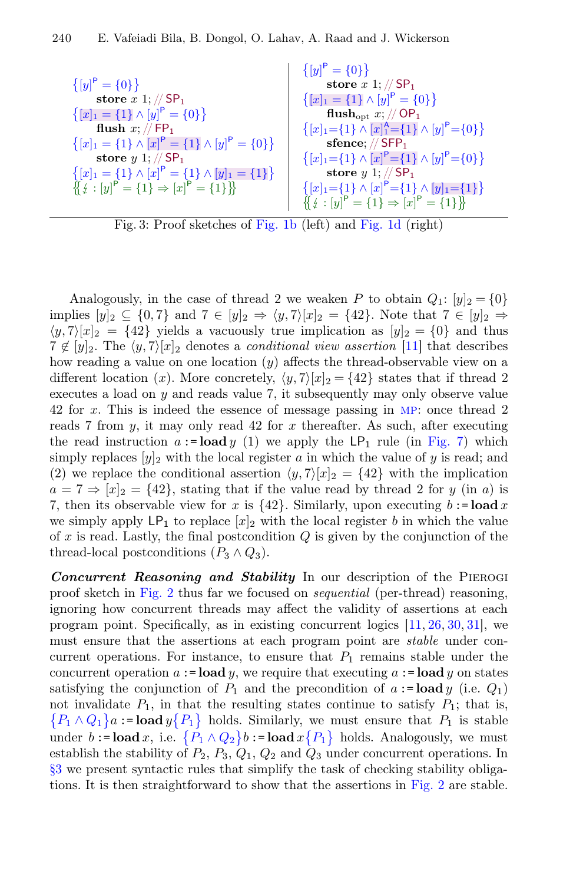$\{[y]^{\mathsf{P}} = \{0\}\}$
  **store** $x$ 1; // $\mathsf{SP}_1$
$\{[x]_1 = \{1\} \wedge [y]^{\mathsf{P}} = \{0\}\}$
  **flush** $x$; // $\mathsf{FP}_1$
$\{[x]_1 = \{1\} \wedge [x]^{\mathsf{P}} = \{1\} \wedge [y]^{\mathsf{P}} = \{0\}\}$
  **store** $y$ 1; // $\mathsf{SP}_1$
$\{[x]_1 = \{1\} \wedge [x]^{\mathsf{P}} = \{1\} \wedge [y]_1 = \{1\}\}$
$\{\{ \lightning : [y]^{\mathsf{P}} = \{1\} \Rightarrow [x]^{\mathsf{P}} = \{1\}\}\}$

$\{[y]^{\mathsf{P}} = \{0\}\}$
  **store** $x$ 1; // $\mathsf{SP}_1$
$\{[x]_1 = \{1\} \wedge [y]^{\mathsf{P}} = \{0\}\}$
  $\textbf{flush}_{\text{opt}}$ $x$; // $\mathsf{OP}_1$
$\{[x]_1{=}\{1\} \wedge [x]_1^{\mathsf{A}}{=}\{1\} \wedge [y]^{\mathsf{P}}{=}\{0\}\}$
  **sfence**; // $\mathsf{SFP}_1$
$\{[x]_1{=}\{1\} \wedge [x]^{\mathsf{P}}{=}\{1\} \wedge [y]^{\mathsf{P}}{=}\{0\}\}$
  **store** $y$ 1; // $\mathsf{SP}_1$
$\{[x]_1{=}\{1\} \wedge [x]^{\mathsf{P}}{=}\{1\} \wedge [y]_1{=}\{1\}\}$
$\{\{ \lightning : [y]^{\mathsf{P}} = \{1\} \Rightarrow [x]^{\mathsf{P}} = \{1\}\}\}$

Fig. 3: Proof sketches of Fig. 1b (left) and Fig. 1d (right)

Analogously, in the case of thread 2 we weaken $P$ to obtain $Q_1$: $[y]_2 = \{0\}$ implies $[y]_2 \subseteq \{0, 7\}$ and $7 \in [y]_2 \Rightarrow \langle y, 7\rangle[x]_2 = \{42\}$. Note that $7 \in [y]_2 \Rightarrow \langle y, 7\rangle[x]_2 = \{42\}$ yields a vacuously true implication as $[y]_2 = \{0\}$ and thus $7 \notin [y]_2$. The $\langle y, 7\rangle[x]_2$ denotes a *conditional view assertion* [11] that describes how reading a value on one location ($y$) affects the thread-observable view on a different location ($x$). More concretely, $\langle y, 7\rangle[x]_2 = \{42\}$ states that if thread 2 executes a load on $y$ and reads value 7, it subsequently may only observe value 42 for $x$. This is indeed the essence of message passing in MP: once thread 2 reads 7 from $y$, it may only read 42 for $x$ thereafter. As such, after executing the read instruction $a := \textbf{load}\, y$ (1) we apply the $\mathsf{LP}_1$ rule (in Fig. 7) which simply replaces $[y]_2$ with the local register $a$ in which the value of $y$ is read; and (2) we replace the conditional assertion $\langle y, 7\rangle[x]_2 = \{42\}$ with the implication $a = 7 \Rightarrow [x]_2 = \{42\}$, stating that if the value read by thread 2 for $y$ (in $a$) is 7, then its observable view for $x$ is $\{42\}$. Similarly, upon executing $b := \textbf{load}\, x$ we simply apply $\mathsf{LP}_1$ to replace $[x]_2$ with the local register $b$ in which the value of $x$ is read. Lastly, the final postcondition $Q$ is given by the conjunction of the thread-local postconditions ($P_3 \wedge Q_3$).

***Concurrent Reasoning and Stability*** In our description of the PIEROGI proof sketch in Fig. 2 thus far we focused on *sequential* (per-thread) reasoning, ignoring how concurrent threads may affect the validity of assertions at each program point. Specifically, as in existing concurrent logics [11, 26, 30, 31], we must ensure that the assertions at each program point are *stable* under concurrent operations. For instance, to ensure that $P_1$ remains stable under the concurrent operation $a := \textbf{load}\, y$, we require that executing $a := \textbf{load}\, y$ on states satisfying the conjunction of $P_1$ and the precondition of $a := \textbf{load}\, y$ (i.e. $Q_1$) not invalidate $P_1$, in that the resulting states continue to satisfy $P_1$; that is, $\{P_1 \wedge Q_1\} a := \textbf{load}\, y \{P_1\}$ holds. Similarly, we must ensure that $P_1$ is stable under $b := \textbf{load}\, x$, i.e. $\{P_1 \wedge Q_2\} b := \textbf{load}\, x \{P_1\}$ holds. Analogously, we must establish the stability of $P_2$, $P_3$, $Q_1$, $Q_2$ and $Q_3$ under concurrent operations. In §3 we present syntactic rules that simplify the task of checking stability obligations. It is then straightforward to show that the assertions in Fig. 2 are stable.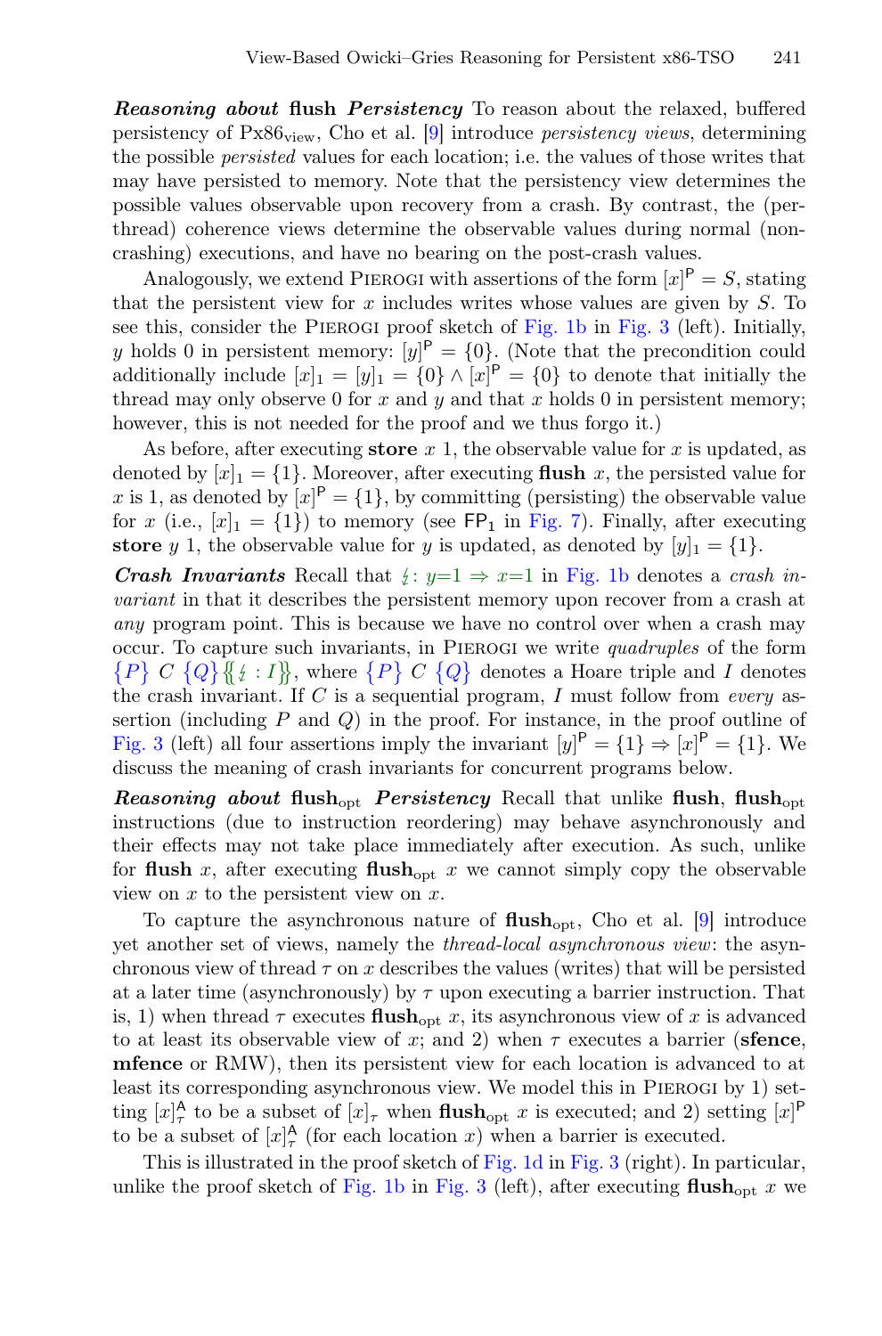***Reasoning about* flush *Persistency*** To reason about the relaxed, buffered persistency of Px86$_{\text{view}}$, Cho et al. [9] introduce *persistency views*, determining the possible *persisted* values for each location; i.e. the values of those writes that may have persisted to memory. Note that the persistency view determines the possible values observable upon recovery from a crash. By contrast, the (per-thread) coherence views determine the observable values during normal (non-crashing) executions, and have no bearing on the post-crash values.

Analogously, we extend PIEROGI with assertions of the form $[x]^{\mathsf{P}} = S$, stating that the persistent view for $x$ includes writes whose values are given by $S$. To see this, consider the PIEROGI proof sketch of Fig. 1b in Fig. 3 (left). Initially, $y$ holds 0 in persistent memory: $[y]^{\mathsf{P}} = \{0\}$. (Note that the precondition could additionally include $[x]_1 = [y]_1 = \{0\} \wedge [x]^{\mathsf{P}} = \{0\}$ to denote that initially the thread may only observe 0 for $x$ and $y$ and that $x$ holds 0 in persistent memory; however, this is not needed for the proof and we thus forgo it.)

As before, after executing **store** $x$ 1, the observable value for $x$ is updated, as denoted by $[x]_1 = \{1\}$. Moreover, after executing **flush** $x$, the persisted value for $x$ is 1, as denoted by $[x]^{\mathsf{P}} = \{1\}$, by committing (persisting) the observable value for $x$ (i.e., $[x]_1 = \{1\}$) to memory (see $\mathsf{FP}_1$ in Fig. 7). Finally, after executing **store** $y$ 1, the observable value for $y$ is updated, as denoted by $[y]_1 = \{1\}$.

***Crash Invariants*** Recall that $\lightning\!: y{=}1 \Rightarrow x{=}1$ in Fig. 1b denotes a *crash invariant* in that it describes the persistent memory upon recover from a crash at *any* program point. This is because we have no control over when a crash may occur. To capture such invariants, in PIEROGI we write *quadruples* of the form $\{P\}\ C\ \{Q\}\{\!\{\lightning : I\}\!\}$, where $\{P\}\ C\ \{Q\}$ denotes a Hoare triple and $I$ denotes the crash invariant. If $C$ is a sequential program, $I$ must follow from *every* assertion (including $P$ and $Q$) in the proof. For instance, in the proof outline of Fig. 3 (left) all four assertions imply the invariant $[y]^{\mathsf{P}} = \{1\} \Rightarrow [x]^{\mathsf{P}} = \{1\}$. We discuss the meaning of crash invariants for concurrent programs below.

***Reasoning about* flush$_{\text{opt}}$ *Persistency*** Recall that unlike **flush**, **flush**$_{\text{opt}}$ instructions (due to instruction reordering) may behave asynchronously and their effects may not take place immediately after execution. As such, unlike for **flush** $x$, after executing **flush**$_{\text{opt}}$ $x$ we cannot simply copy the observable view on $x$ to the persistent view on $x$.

To capture the asynchronous nature of **flush**$_{\text{opt}}$, Cho et al. [9] introduce yet another set of views, namely the *thread-local asynchronous view*: the asynchronous view of thread $\tau$ on $x$ describes the values (writes) that will be persisted at a later time (asynchronously) by $\tau$ upon executing a barrier instruction. That is, 1) when thread $\tau$ executes **flush**$_{\text{opt}}$ $x$, its asynchronous view of $x$ is advanced to at least its observable view of $x$; and 2) when $\tau$ executes a barrier (**sfence**, **mfence** or RMW), then its persistent view for each location is advanced to at least its corresponding asynchronous view. We model this in PIEROGI by 1) setting $[x]^{\mathsf{A}}_\tau$ to be a subset of $[x]_\tau$ when **flush**$_{\text{opt}}$ $x$ is executed; and 2) setting $[x]^{\mathsf{P}}$ to be a subset of $[x]^{\mathsf{A}}_\tau$ (for each location $x$) when a barrier is executed.

This is illustrated in the proof sketch of Fig. 1d in Fig. 3 (right). In particular, unlike the proof sketch of Fig. 1b in Fig. 3 (left), after executing **flush**$_{\text{opt}}$ $x$ we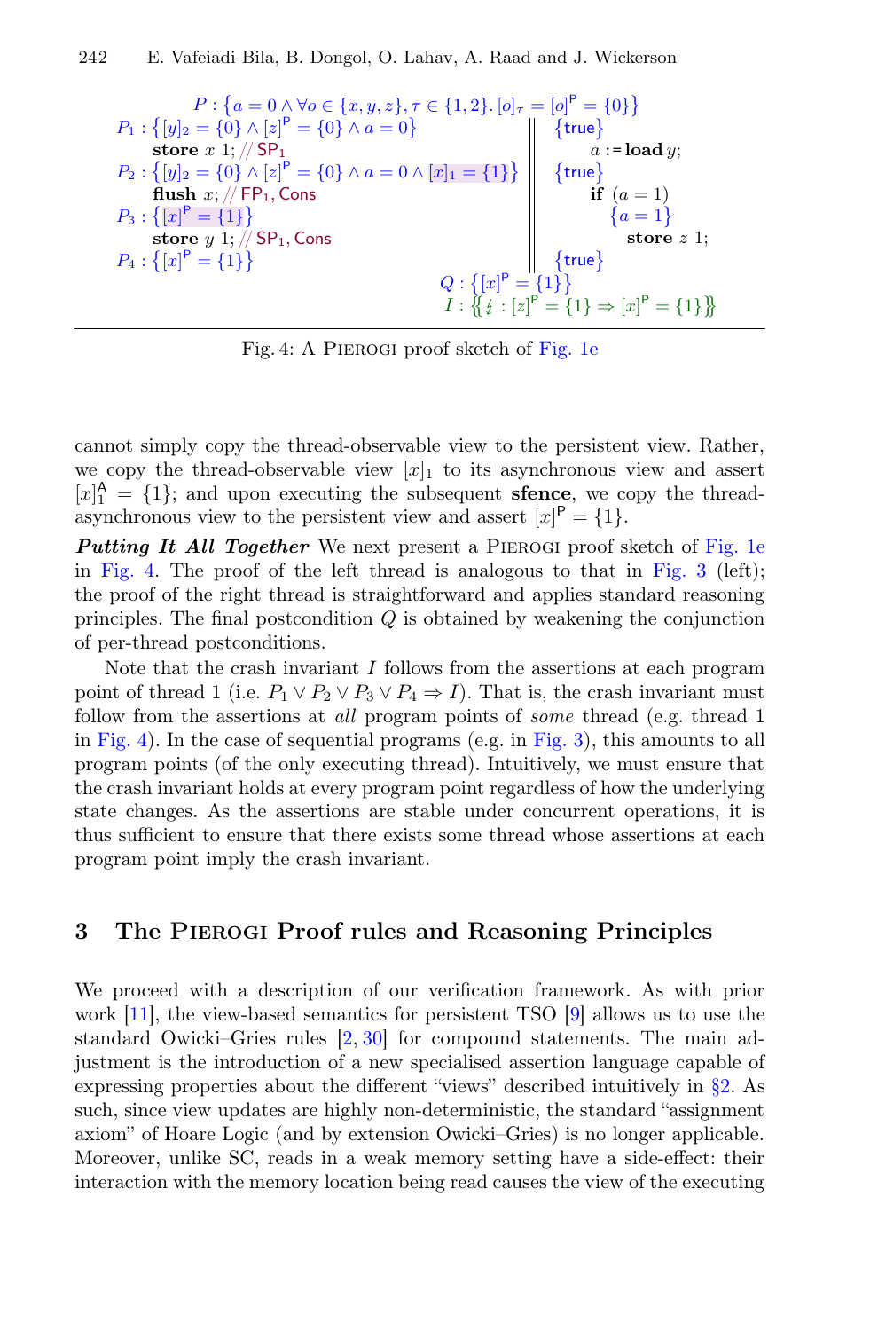$P : \{a = 0 \wedge \forall o \in \{x, y, z\}, \tau \in \{1, 2\}.\, [o]_\tau = [o]^{\mathsf{P}} = \{0\}\}$

```
P1 : {[y]_2 = {0} ∧ [z]^P = {0} ∧ a = 0}                 ||  {true}
     store x 1; // SP1                                    ||      a := load y;
P2 : {[y]_2 = {0} ∧ [z]^P = {0} ∧ a = 0 ∧ [x]_1 = {1}}   ||  {true}
     flush x; // FP1, Cons                                ||      if (a = 1)
P3 : {[x]^P = {1}}                                        ||          {a = 1}
     store y 1; // SP1, Cons                              ||              store z 1;
P4 : {[x]^P = {1}}                                        ||  {true}
```

$Q : \{[x]^{\mathsf{P}} = \{1\}\}$

$I : \{\!\{ \lightning : [z]^{\mathsf{P}} = \{1\} \Rightarrow [x]^{\mathsf{P}} = \{1\} \}\!\}$

Fig. 4: A Pierogi proof sketch of Fig. 1e

cannot simply copy the thread-observable view to the persistent view. Rather, we copy the thread-observable view $[x]_1$ to its asynchronous view and assert $[x]_1^{\mathsf{A}} = \{1\}$; and upon executing the subsequent **sfence**, we copy the thread-asynchronous view to the persistent view and assert $[x]^{\mathsf{P}} = \{1\}$.

***Putting It All Together*** We next present a Pierogi proof sketch of Fig. 1e in Fig. 4. The proof of the left thread is analogous to that in Fig. 3 (left); the proof of the right thread is straightforward and applies standard reasoning principles. The final postcondition $Q$ is obtained by weakening the conjunction of per-thread postconditions.

Note that the crash invariant $I$ follows from the assertions at each program point of thread 1 (i.e. $P_1 \vee P_2 \vee P_3 \vee P_4 \Rightarrow I$). That is, the crash invariant must follow from the assertions at *all* program points of *some* thread (e.g. thread 1 in Fig. 4). In the case of sequential programs (e.g. in Fig. 3), this amounts to all program points (of the only executing thread). Intuitively, we must ensure that the crash invariant holds at every program point regardless of how the underlying state changes. As the assertions are stable under concurrent operations, it is thus sufficient to ensure that there exists some thread whose assertions at each program point imply the crash invariant.

## 3 The Pierogi Proof rules and Reasoning Principles

We proceed with a description of our verification framework. As with prior work [11], the view-based semantics for persistent TSO [9] allows us to use the standard Owicki–Gries rules [2, 30] for compound statements. The main adjustment is the introduction of a new specialised assertion language capable of expressing properties about the different "views" described intuitively in §2. As such, since view updates are highly non-deterministic, the standard "assignment axiom" of Hoare Logic (and by extension Owicki–Gries) is no longer applicable. Moreover, unlike SC, reads in a weak memory setting have a side-effect: their interaction with the memory location being read causes the view of the executing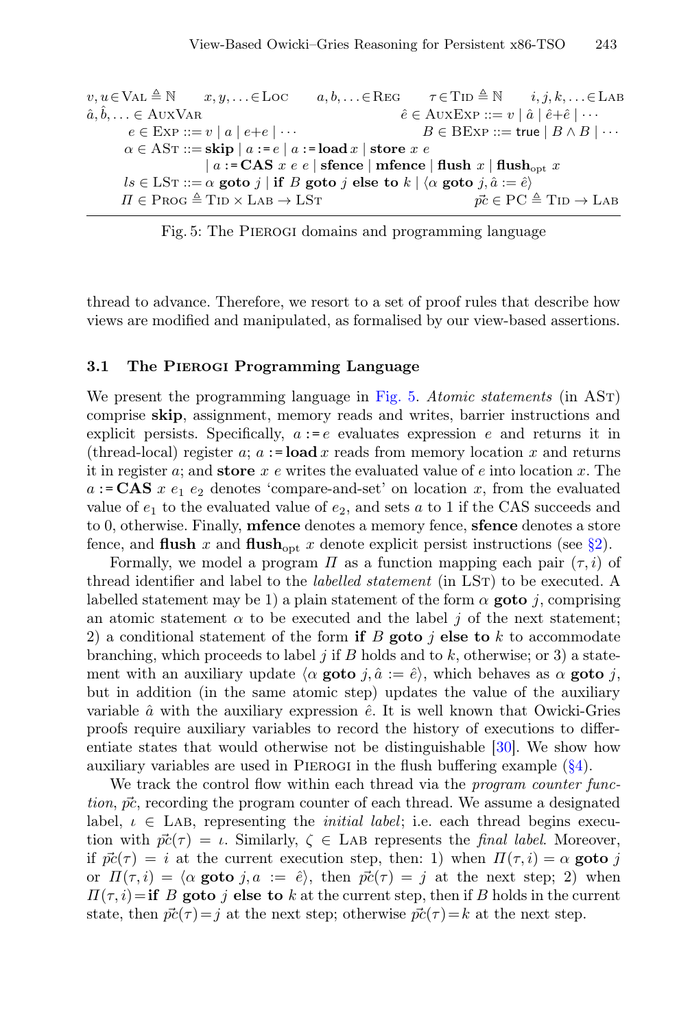$$
\begin{array}{lllll}
v, u \in \textsc{Val} \triangleq \mathbb{N} & x, y, \ldots \in \textsc{Loc} & a, b, \ldots \in \textsc{Reg} & \tau \in \textsc{Tid} \triangleq \mathbb{N} & i, j, k, \ldots \in \textsc{Lab} \\
\hat{a}, \hat{b}, \ldots \in \textsc{AuxVar} & & & \hat{e} \in \textsc{AuxExp} ::= v \mid \hat{a} \mid \hat{e} + \hat{e} \mid \cdots & \\
\end{array}
$$

$$
\begin{array}{ll}
e \in \textsc{Exp} ::= v \mid a \mid e + e \mid \cdots & B \in \textsc{BExp} ::= \mathsf{true} \mid B \wedge B \mid \cdots \\
\alpha \in \textsc{ASt} ::= \textbf{skip} \mid a := e \mid a := \textbf{load}\, x \mid \textbf{store}\ x\ e & \\
\qquad \mid a := \textbf{CAS}\ x\ e\ e \mid \textbf{sfence} \mid \textbf{mfence} \mid \textbf{flush}\ x \mid \textbf{flush}_{\text{opt}}\ x & \\
ls \in \textsc{LSt} ::= \alpha\ \textbf{goto}\ j \mid \textbf{if}\ B\ \textbf{goto}\ j\ \textbf{else to}\ k \mid \langle \alpha\ \textbf{goto}\ j, \hat{a} := \hat{e} \rangle & \\
\Pi \in \textsc{Prog} \triangleq \textsc{Tid} \times \textsc{Lab} \to \textsc{LSt} & \vec{pc} \in \textsc{PC} \triangleq \textsc{Tid} \to \textsc{Lab}
\end{array}
$$

Fig. 5: The Pierogi domains and programming language

thread to advance. Therefore, we resort to a set of proof rules that describe how views are modified and manipulated, as formalised by our view-based assertions.

### 3.1 The Pierogi Programming Language

We present the programming language in Fig. 5. *Atomic statements* (in ASt) comprise **skip**, assignment, memory reads and writes, barrier instructions and explicit persists. Specifically, $a := e$ evaluates expression $e$ and returns it in (thread-local) register $a$; $a := \textbf{load}\, x$ reads from memory location $x$ and returns it in register $a$; and **store** $x$ $e$ writes the evaluated value of $e$ into location $x$. The $a := \textbf{CAS}\ x\ e_1\ e_2$ denotes 'compare-and-set' on location $x$, from the evaluated value of $e_1$ to the evaluated value of $e_2$, and sets $a$ to 1 if the CAS succeeds and to 0, otherwise. Finally, **mfence** denotes a memory fence, **sfence** denotes a store fence, and **flush** $x$ and $\textbf{flush}_{\text{opt}}\ x$ denote explicit persist instructions (see §2).

Formally, we model a program $\Pi$ as a function mapping each pair $(\tau, i)$ of thread identifier and label to the *labelled statement* (in LSt) to be executed. A labelled statement may be 1) a plain statement of the form $\alpha$ **goto** $j$, comprising an atomic statement $\alpha$ to be executed and the label $j$ of the next statement; 2) a conditional statement of the form **if** $B$ **goto** $j$ **else to** $k$ to accommodate branching, which proceeds to label $j$ if $B$ holds and to $k$, otherwise; or 3) a statement with an auxiliary update $\langle \alpha\ \textbf{goto}\ j, \hat{a} := \hat{e} \rangle$, which behaves as $\alpha$ **goto** $j$, but in addition (in the same atomic step) updates the value of the auxiliary variable $\hat{a}$ with the auxiliary expression $\hat{e}$. It is well known that Owicki-Gries proofs require auxiliary variables to record the history of executions to differentiate states that would otherwise not be distinguishable [30]. We show how auxiliary variables are used in Pierogi in the flush buffering example (§4).

We track the control flow within each thread via the *program counter function*, $\vec{pc}$, recording the program counter of each thread. We assume a designated label, $\iota \in \textsc{Lab}$, representing the *initial label*; i.e. each thread begins execution with $\vec{pc}(\tau) = \iota$. Similarly, $\zeta \in \textsc{Lab}$ represents the *final label*. Moreover, if $\vec{pc}(\tau) = i$ at the current execution step, then: 1) when $\Pi(\tau, i) = \alpha\ \textbf{goto}\ j$ or $\Pi(\tau, i) = \langle \alpha\ \textbf{goto}\ j, a := \hat{e} \rangle$, then $\vec{pc}(\tau) = j$ at the next step; 2) when $\Pi(\tau, i) = \textbf{if}\ B\ \textbf{goto}\ j\ \textbf{else to}\ k$ at the current step, then if $B$ holds in the current state, then $\vec{pc}(\tau) = j$ at the next step; otherwise $\vec{pc}(\tau) = k$ at the next step.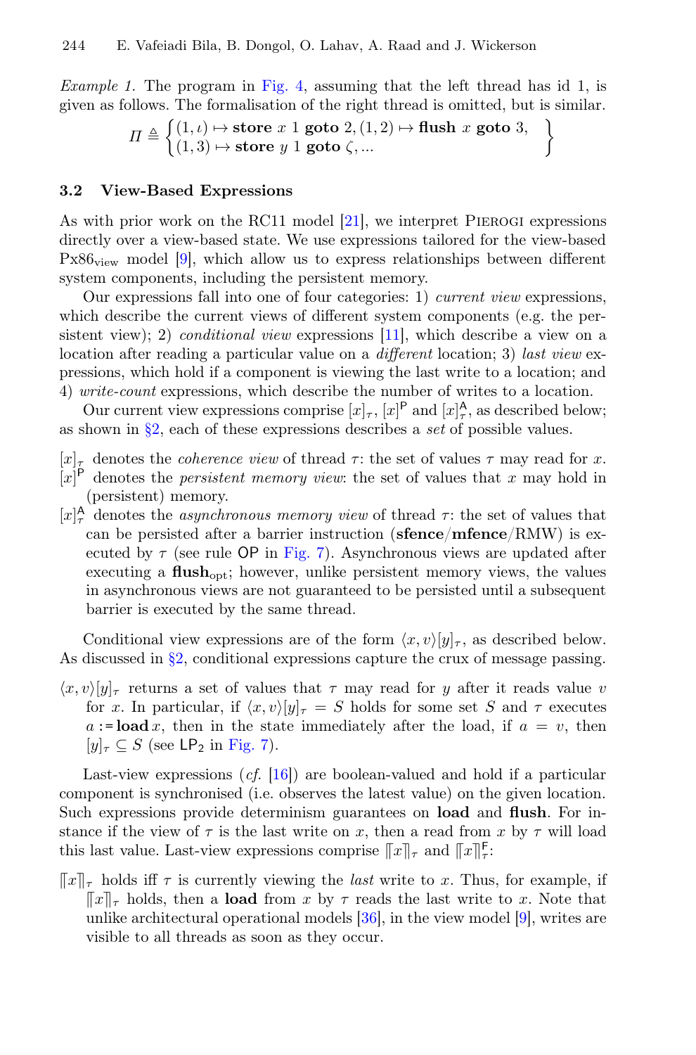*Example 1.* The program in Fig. 4, assuming that the left thread has id 1, is given as follows. The formalisation of the right thread is omitted, but is similar.

$$\Pi \triangleq \left\{ \begin{array}{l} (1,\iota) \mapsto \textbf{store } x \ 1 \ \textbf{goto } 2, (1,2) \mapsto \textbf{flush } x \ \textbf{goto } 3, \\ (1,3) \mapsto \textbf{store } y \ 1 \ \textbf{goto } \zeta, ... \end{array} \right\}$$

### 3.2 View-Based Expressions

As with prior work on the RC11 model [21], we interpret Pierogi expressions directly over a view-based state. We use expressions tailored for the view-based $\text{Px86}_{\text{view}}$ model [9], which allow us to express relationships between different system components, including the persistent memory.

Our expressions fall into one of four categories: 1) *current view* expressions, which describe the current views of different system components (e.g. the persistent view); 2) *conditional view* expressions [11], which describe a view on a location after reading a particular value on a *different* location; 3) *last view* expressions, which hold if a component is viewing the last write to a location; and 4) *write-count* expressions, which describe the number of writes to a location.

Our current view expressions comprise $[x]_\tau$, $[x]^{\mathsf{P}}$ and $[x]^{\mathsf{A}}_\tau$, as described below; as shown in §2, each of these expressions describes a *set* of possible values.

- $[x]_\tau$ denotes the *coherence view* of thread $\tau$: the set of values $\tau$ may read for $x$.
- $[x]^{\mathsf{P}}$ denotes the *persistent memory view*: the set of values that $x$ may hold in (persistent) memory.
- $[x]^{\mathsf{A}}_\tau$ denotes the *asynchronous memory view* of thread $\tau$: the set of values that can be persisted after a barrier instruction (**sfence**/**mfence**/RMW) is executed by $\tau$ (see rule $\mathsf{OP}$ in Fig. 7). Asynchronous views are updated after executing a $\textbf{flush}_{\text{opt}}$; however, unlike persistent memory views, the values in asynchronous views are not guaranteed to be persisted until a subsequent barrier is executed by the same thread.

Conditional view expressions are of the form $\langle x, v\rangle[y]_\tau$, as described below. As discussed in §2, conditional expressions capture the crux of message passing.

- $\langle x, v\rangle[y]_\tau$ returns a set of values that $\tau$ may read for $y$ after it reads value $v$ for $x$. In particular, if $\langle x, v\rangle[y]_\tau = S$ holds for some set $S$ and $\tau$ executes $a := \textbf{load}\, x$, then in the state immediately after the load, if $a = v$, then $[y]_\tau \subseteq S$ (see $\mathsf{LP}_2$ in Fig. 7).

Last-view expressions (*cf.* [16]) are boolean-valued and hold if a particular component is synchronised (i.e. observes the latest value) on the given location. Such expressions provide determinism guarantees on **load** and **flush**. For instance if the view of $\tau$ is the last write on $x$, then a read from $x$ by $\tau$ will load this last value. Last-view expressions comprise $\llbracket x \rrbracket_\tau$ and $\llbracket x \rrbracket^{\mathsf{F}}_\tau$:

- $\llbracket x \rrbracket_\tau$ holds iff $\tau$ is currently viewing the *last* write to $x$. Thus, for example, if $\llbracket x \rrbracket_\tau$ holds, then a **load** from $x$ by $\tau$ reads the last write to $x$. Note that unlike architectural operational models [36], in the view model [9], writes are visible to all threads as soon as they occur.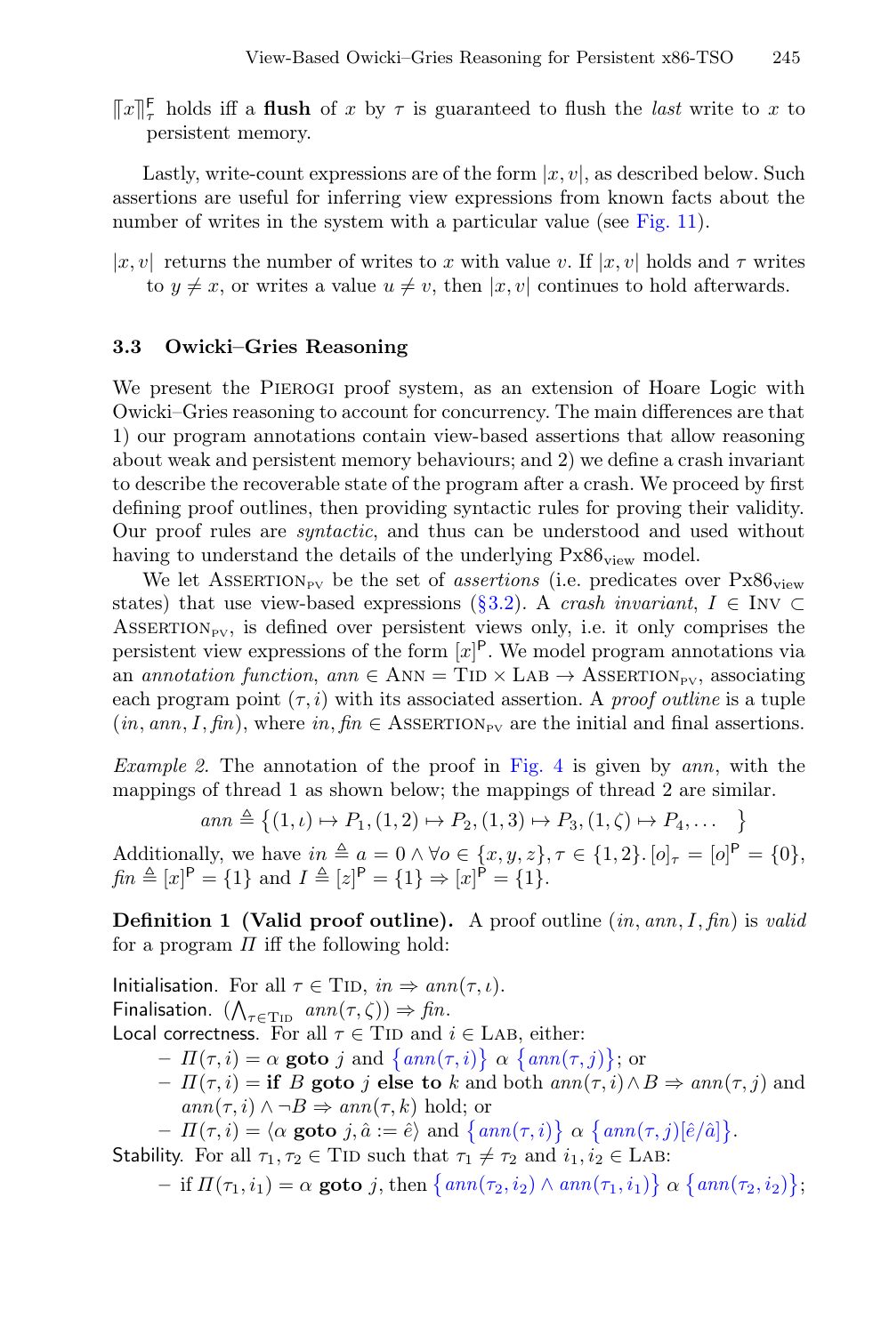$[\![x]\!]_\tau^{\mathsf{F}}$ holds iff a **flush** of $x$ by $\tau$ is guaranteed to flush the *last* write to $x$ to persistent memory.

Lastly, write-count expressions are of the form $|x, v|$, as described below. Such assertions are useful for inferring view expressions from known facts about the number of writes in the system with a particular value (see Fig. 11).

$|x, v|$ returns the number of writes to $x$ with value $v$. If $|x, v|$ holds and $\tau$ writes to $y \neq x$, or writes a value $u \neq v$, then $|x, v|$ continues to hold afterwards.

### 3.3 Owicki–Gries Reasoning

We present the Pierogi proof system, as an extension of Hoare Logic with Owicki–Gries reasoning to account for concurrency. The main differences are that 1) our program annotations contain view-based assertions that allow reasoning about weak and persistent memory behaviours; and 2) we define a crash invariant to describe the recoverable state of the program after a crash. We proceed by first defining proof outlines, then providing syntactic rules for proving their validity. Our proof rules are *syntactic*, and thus can be understood and used without having to understand the details of the underlying $\text{Px86}_{\text{view}}$ model.

We let $\text{Assertion}_{\text{PV}}$ be the set of *assertions* (i.e. predicates over $\text{Px86}_{\text{view}}$ states) that use view-based expressions (§3.2). A *crash invariant*, $I \in \text{Inv} \subset \text{Assertion}_{\text{PV}}$, is defined over persistent views only, i.e. it only comprises the persistent view expressions of the form $[x]^{\mathsf{P}}$. We model program annotations via an *annotation function*, $ann \in \text{Ann} = \text{Tid} \times \text{Lab} \to \text{Assertion}_{\text{PV}}$, associating each program point $(\tau, i)$ with its associated assertion. A *proof outline* is a tuple $(in, ann, I, fin)$, where $in, fin \in \text{Assertion}_{\text{PV}}$ are the initial and final assertions.

*Example 2.* The annotation of the proof in Fig. 4 is given by $ann$, with the mappings of thread 1 as shown below; the mappings of thread 2 are similar.

$$ann \triangleq \{(1, \iota) \mapsto P_1, (1, 2) \mapsto P_2, (1, 3) \mapsto P_3, (1, \zeta) \mapsto P_4, \dots \}$$

Additionally, we have $in \triangleq a = 0 \wedge \forall o \in \{x, y, z\}, \tau \in \{1, 2\}. [o]_\tau = [o]^{\mathsf{P}} = \{0\}$, $fin \triangleq [x]^{\mathsf{P}} = \{1\}$ and $I \triangleq [z]^{\mathsf{P}} = \{1\} \Rightarrow [x]^{\mathsf{P}} = \{1\}$.

**Definition 1 (Valid proof outline).** A proof outline $(in, ann, I, fin)$ is *valid* for a program $\Pi$ iff the following hold:

Initialisation. For all $\tau \in \text{Tid}$, $in \Rightarrow ann(\tau, \iota)$.
Finalisation. $(\bigwedge_{\tau \in \text{Tid}} ann(\tau, \zeta)) \Rightarrow fin$.
Local correctness. For all $\tau \in \text{Tid}$ and $i \in \text{Lab}$, either:

- $\Pi(\tau, i) = \alpha$ **goto** $j$ and $\{ann(\tau, i)\}\ \alpha\ \{ann(\tau, j)\}$; or
- $\Pi(\tau, i) =$ **if** $B$ **goto** $j$ **else to** $k$ and both $ann(\tau, i) \wedge B \Rightarrow ann(\tau, j)$ and $ann(\tau, i) \wedge \neg B \Rightarrow ann(\tau, k)$ hold; or
- $\Pi(\tau, i) = \langle \alpha$ **goto** $j, \hat{a} := \hat{e}\rangle$ and $\{ann(\tau, i)\}\ \alpha\ \{ann(\tau, j)[\hat{e}/\hat{a}]\}$.

Stability. For all $\tau_1, \tau_2 \in \text{Tid}$ such that $\tau_1 \neq \tau_2$ and $i_1, i_2 \in \text{Lab}$:

- if $\Pi(\tau_1, i_1) = \alpha$ **goto** $j$, then $\{ann(\tau_2, i_2) \wedge ann(\tau_1, i_1)\}\ \alpha\ \{ann(\tau_2, i_2)\}$;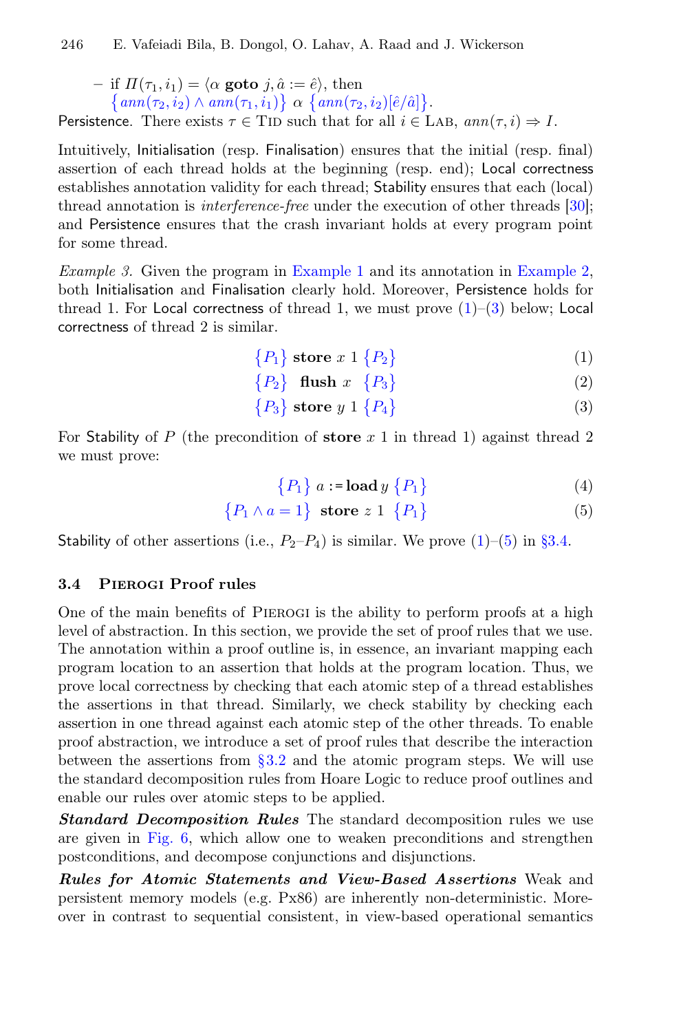– if $\Pi(\tau_1, i_1) = \langle \alpha \ \mathbf{goto}\ j, \hat{a} := \hat{e} \rangle$, then $\{ ann(\tau_2, i_2) \wedge ann(\tau_1, i_1) \} \ \alpha \ \{ ann(\tau_2, i_2)[\hat{e}/\hat{a}] \}$.

Persistence. There exists $\tau \in \textsc{Tid}$ such that for all $i \in \textsc{Lab}$, $ann(\tau, i) \Rightarrow I$.

Intuitively, Initialisation (resp. Finalisation) ensures that the initial (resp. final) assertion of each thread holds at the beginning (resp. end); Local correctness establishes annotation validity for each thread; Stability ensures that each (local) thread annotation is *interference-free* under the execution of other threads [30]; and Persistence ensures that the crash invariant holds at every program point for some thread.

*Example 3.* Given the program in Example 1 and its annotation in Example 2, both Initialisation and Finalisation clearly hold. Moreover, Persistence holds for thread 1. For Local correctness of thread 1, we must prove (1)–(3) below; Local correctness of thread 2 is similar.

$$\{P_1\} \ \mathbf{store}\ x\ 1 \ \{P_2\} \tag{1}$$

$$\{P_2\} \ \ \mathbf{flush}\ x \ \ \{P_3\} \tag{2}$$

$$\{P_3\} \ \mathbf{store}\ y\ 1 \ \{P_4\} \tag{3}$$

For Stability of $P$ (the precondition of **store** $x$ 1 in thread 1) against thread 2 we must prove:

$$\{P_1\} \ a := \mathbf{load}\, y \ \{P_1\} \tag{4}$$

$$\{P_1 \wedge a = 1\} \ \ \mathbf{store}\ z\ 1 \ \ \{P_1\} \tag{5}$$

Stability of other assertions (i.e., $P_2$–$P_4$) is similar. We prove (1)–(5) in §3.4.

### 3.4 Pierogi Proof rules

One of the main benefits of Pierogi is the ability to perform proofs at a high level of abstraction. In this section, we provide the set of proof rules that we use. The annotation within a proof outline is, in essence, an invariant mapping each program location to an assertion that holds at the program location. Thus, we prove local correctness by checking that each atomic step of a thread establishes the assertions in that thread. Similarly, we check stability by checking each assertion in one thread against each atomic step of the other threads. To enable proof abstraction, we introduce a set of proof rules that describe the interaction between the assertions from §3.2 and the atomic program steps. We will use the standard decomposition rules from Hoare Logic to reduce proof outlines and enable our rules over atomic steps to be applied.

***Standard Decomposition Rules*** The standard decomposition rules we use are given in Fig. 6, which allow one to weaken preconditions and strengthen postconditions, and decompose conjunctions and disjunctions.

***Rules for Atomic Statements and View-Based Assertions*** Weak and persistent memory models (e.g. Px86) are inherently non-deterministic. Moreover in contrast to sequential consistent, in view-based operational semantics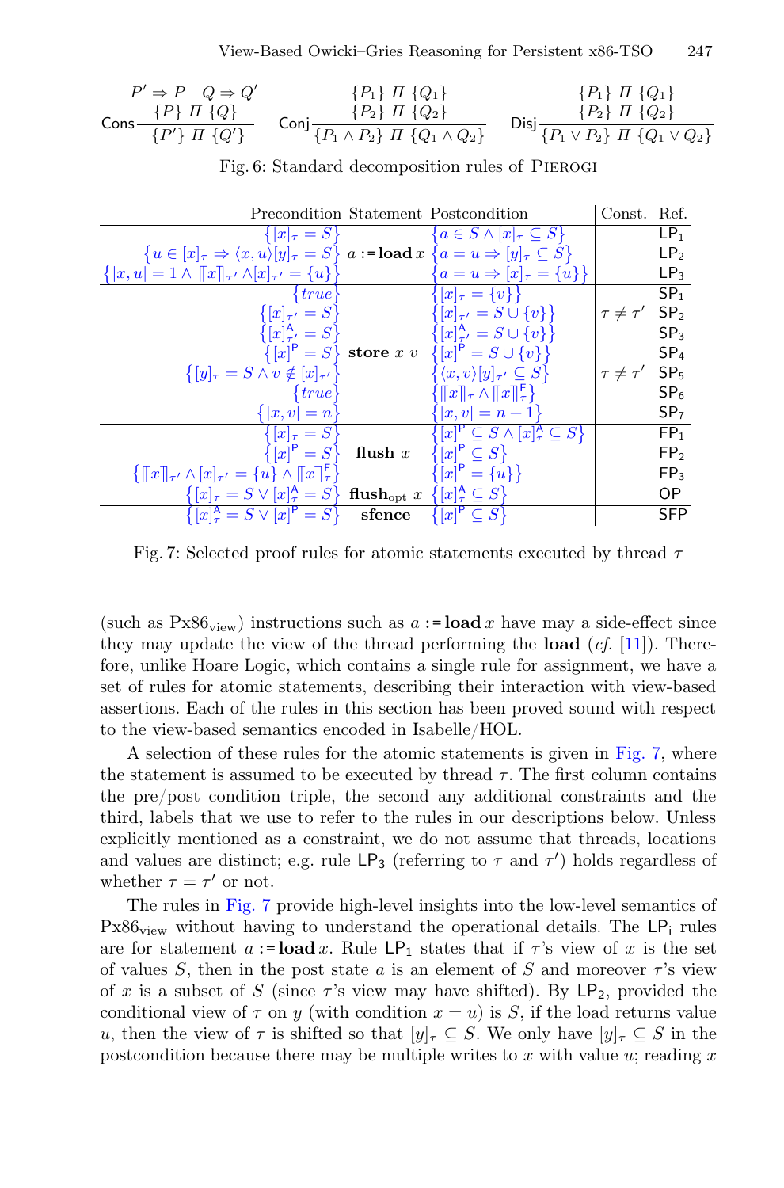$$\textsf{Cons}\frac{P' \Rightarrow P \quad Q \Rightarrow Q' \quad \{P\}\ \Pi\ \{Q\}}{\{P'\}\ \Pi\ \{Q'\}} \qquad \textsf{Conj}\frac{\{P_1\}\ \Pi\ \{Q_1\} \quad \{P_2\}\ \Pi\ \{Q_2\}}{\{P_1 \wedge P_2\}\ \Pi\ \{Q_1 \wedge Q_2\}} \qquad \textsf{Disj}\frac{\{P_1\}\ \Pi\ \{Q_1\} \quad \{P_2\}\ \Pi\ \{Q_2\}}{\{P_1 \vee P_2\}\ \Pi\ \{Q_1 \vee Q_2\}}$$

Fig. 6: Standard decomposition rules of PIEROGI

| Precondition | Statement | Postcondition | Const. | Ref. |
|---|---|---|---|---|
| $\{[x]_\tau = S\}$ | $a := \mathbf{load}\, x$ | $\{a \in S \wedge [x]_\tau \subseteq S\}$ | | $\mathsf{LP}_1$ |
| $\{u \in [x]_\tau \Rightarrow \langle x, u\rangle[y]_\tau = S\}$ | $a := \mathbf{load}\, x$ | $\{a = u \Rightarrow [y]_\tau \subseteq S\}$ | | $\mathsf{LP}_2$ |
| $\{\lvert x, u\rvert = 1 \wedge \llbracket x \rrbracket_{\tau'} \wedge [x]_{\tau'} = \{u\}\}$ | $a := \mathbf{load}\, x$ | $\{a = u \Rightarrow [x]_\tau = \{u\}\}$ | | $\mathsf{LP}_3$ |
| $\{true\}$ | $\mathbf{store}\ x\ v$ | $\{[x]_\tau = \{v\}\}$ | | $\mathsf{SP}_1$ |
| $\{[x]_{\tau'} = S\}$ | $\mathbf{store}\ x\ v$ | $\{[x]_{\tau'} = S \cup \{v\}\}$ | $\tau \neq \tau'$ | $\mathsf{SP}_2$ |
| $\{[x]^{\mathsf{A}}_{\tau'} = S\}$ | $\mathbf{store}\ x\ v$ | $\{[x]^{\mathsf{A}}_{\tau'} = S \cup \{v\}\}$ | | $\mathsf{SP}_3$ |
| $\{[x]^{\mathsf{P}} = S\}$ | $\mathbf{store}\ x\ v$ | $\{[x]^{\mathsf{P}} = S \cup \{v\}\}$ | | $\mathsf{SP}_4$ |
| $\{[y]_\tau = S \wedge v \notin [x]_{\tau'}\}$ | $\mathbf{store}\ x\ v$ | $\{\langle x, v\rangle[y]_{\tau'} \subseteq S\}$ | $\tau \neq \tau'$ | $\mathsf{SP}_5$ |
| $\{true\}$ | $\mathbf{store}\ x\ v$ | $\{\llbracket x \rrbracket_\tau \wedge \llbracket x \rrbracket^{\mathsf{F}}_\tau\}$ | | $\mathsf{SP}_6$ |
| $\{\lvert x, v\rvert = n\}$ | $\mathbf{store}\ x\ v$ | $\{\lvert x, v\rvert = n + 1\}$ | | $\mathsf{SP}_7$ |
| $\{[x]_\tau = S\}$ | $\mathbf{flush}\ x$ | $\{[x]^{\mathsf{P}} \subseteq S \wedge [x]^{\mathsf{A}}_\tau \subseteq S\}$ | | $\mathsf{FP}_1$ |
| $\{[x]^{\mathsf{P}} = S\}$ | $\mathbf{flush}\ x$ | $\{[x]^{\mathsf{P}} \subseteq S\}$ | | $\mathsf{FP}_2$ |
| $\{\llbracket x \rrbracket_{\tau'} \wedge [x]_{\tau'} = \{u\} \wedge \llbracket x \rrbracket^{\mathsf{F}}_\tau\}$ | $\mathbf{flush}\ x$ | $\{[x]^{\mathsf{P}} = \{u\}\}$ | | $\mathsf{FP}_3$ |
| $\{[x]_\tau = S \vee [x]^{\mathsf{A}}_\tau = S\}$ | $\mathbf{flush}_{\text{opt}}\ x$ | $\{[x]^{\mathsf{A}}_\tau \subseteq S\}$ | | $\mathsf{OP}$ |
| $\{[x]^{\mathsf{A}}_\tau = S \vee [x]^{\mathsf{P}} = S\}$ | $\mathbf{sfence}$ | $\{[x]^{\mathsf{P}} \subseteq S\}$ | | $\mathsf{SFP}$ |

Fig. 7: Selected proof rules for atomic statements executed by thread $\tau$

(such as $\text{Px86}_{\text{view}}$) instructions such as $a := \mathbf{load}\, x$ have may a side-effect since they may update the view of the thread performing the **load** (*cf.* [11]). Therefore, unlike Hoare Logic, which contains a single rule for assignment, we have a set of rules for atomic statements, describing their interaction with view-based assertions. Each of the rules in this section has been proved sound with respect to the view-based semantics encoded in Isabelle/HOL.

A selection of these rules for the atomic statements is given in Fig. 7, where the statement is assumed to be executed by thread $\tau$. The first column contains the pre/post condition triple, the second any additional constraints and the third, labels that we use to refer to the rules in our descriptions below. Unless explicitly mentioned as a constraint, we do not assume that threads, locations and values are distinct; e.g. rule $\mathsf{LP}_3$ (referring to $\tau$ and $\tau'$) holds regardless of whether $\tau = \tau'$ or not.

The rules in Fig. 7 provide high-level insights into the low-level semantics of $\text{Px86}_{\text{view}}$ without having to understand the operational details. The $\mathsf{LP}_i$ rules are for statement $a := \mathbf{load}\, x$. Rule $\mathsf{LP}_1$ states that if $\tau$'s view of $x$ is the set of values $S$, then in the post state $a$ is an element of $S$ and moreover $\tau$'s view of $x$ is a subset of $S$ (since $\tau$'s view may have shifted). By $\mathsf{LP}_2$, provided the conditional view of $\tau$ on $y$ (with condition $x = u$) is $S$, if the load returns value $u$, then the view of $\tau$ is shifted so that $[y]_\tau \subseteq S$. We only have $[y]_\tau \subseteq S$ in the postcondition because there may be multiple writes to $x$ with value $u$; reading $x$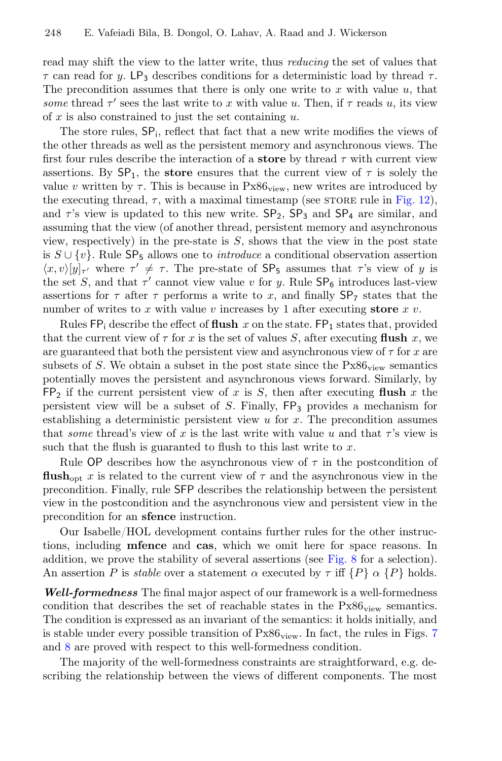read may shift the view to the latter write, thus *reducing* the set of values that $\tau$ can read for $y$. $\mathsf{LP}_3$ describes conditions for a deterministic load by thread $\tau$. The precondition assumes that there is only one write to $x$ with value $u$, that *some* thread $\tau'$ sees the last write to $x$ with value $u$. Then, if $\tau$ reads $u$, its view of $x$ is also constrained to just the set containing $u$.

The store rules, $\mathsf{SP_i}$, reflect that fact that a new write modifies the views of the other threads as well as the persistent memory and asynchronous views. The first four rules describe the interaction of a **store** by thread $\tau$ with current view assertions. By $\mathsf{SP}_1$, the **store** ensures that the current view of $\tau$ is solely the value $v$ written by $\tau$. This is because in $\text{Px86}_{\text{view}}$, new writes are introduced by the executing thread, $\tau$, with a maximal timestamp (see STORE rule in Fig. 12), and $\tau$'s view is updated to this new write. $\mathsf{SP}_2$, $\mathsf{SP}_3$ and $\mathsf{SP}_4$ are similar, and assuming that the view (of another thread, persistent memory and asynchronous view, respectively) in the pre-state is $S$, shows that the view in the post state is $S \cup \{v\}$. Rule $\mathsf{SP}_5$ allows one to *introduce* a conditional observation assertion $\langle x, v\rangle[y]_{\tau'}$ where $\tau' \neq \tau$. The pre-state of $\mathsf{SP}_5$ assumes that $\tau$'s view of $y$ is the set $S$, and that $\tau'$ cannot view value $v$ for $y$. Rule $\mathsf{SP}_6$ introduces last-view assertions for $\tau$ after $\tau$ performs a write to $x$, and finally $\mathsf{SP}_7$ states that the number of writes to $x$ with value $v$ increases by 1 after executing **store** $x$ $v$.

Rules $\mathsf{FP_i}$ describe the effect of **flush** $x$ on the state. $\mathsf{FP}_1$ states that, provided that the current view of $\tau$ for $x$ is the set of values $S$, after executing **flush** $x$, we are guaranteed that both the persistent view and asynchronous view of $\tau$ for $x$ are subsets of $S$. We obtain a subset in the post state since the $\text{Px86}_{\text{view}}$ semantics potentially moves the persistent and asynchronous views forward. Similarly, by $\mathsf{FP}_2$ if the current persistent view of $x$ is $S$, then after executing **flush** $x$ the persistent view will be a subset of $S$. Finally, $\mathsf{FP}_3$ provides a mechanism for establishing a deterministic persistent view $u$ for $x$. The precondition assumes that *some* thread's view of $x$ is the last write with value $u$ and that $\tau$'s view is such that the flush is guaranted to flush to this last write to $x$.

Rule $\mathsf{OP}$ describes how the asynchronous view of $\tau$ in the postcondition of $\textbf{flush}_{\text{opt}}$ $x$ is related to the current view of $\tau$ and the asynchronous view in the precondition. Finally, rule $\mathsf{SFP}$ describes the relationship between the persistent view in the postcondition and the asynchronous view and persistent view in the precondition for an **sfence** instruction.

Our Isabelle/HOL development contains further rules for the other instructions, including **mfence** and **cas**, which we omit here for space reasons. In addition, we prove the stability of several assertions (see Fig. 8 for a selection). An assertion $P$ is *stable* over a statement $\alpha$ executed by $\tau$ iff $\{P\}$ $\alpha$ $\{P\}$ holds.

***Well-formedness*** The final major aspect of our framework is a well-formedness condition that describes the set of reachable states in the $\text{Px86}_{\text{view}}$ semantics. The condition is expressed as an invariant of the semantics: it holds initially, and is stable under every possible transition of $\text{Px86}_{\text{view}}$. In fact, the rules in Figs. 7 and 8 are proved with respect to this well-formedness condition.

The majority of the well-formedness constraints are straightforward, e.g. describing the relationship between the views of different components. The most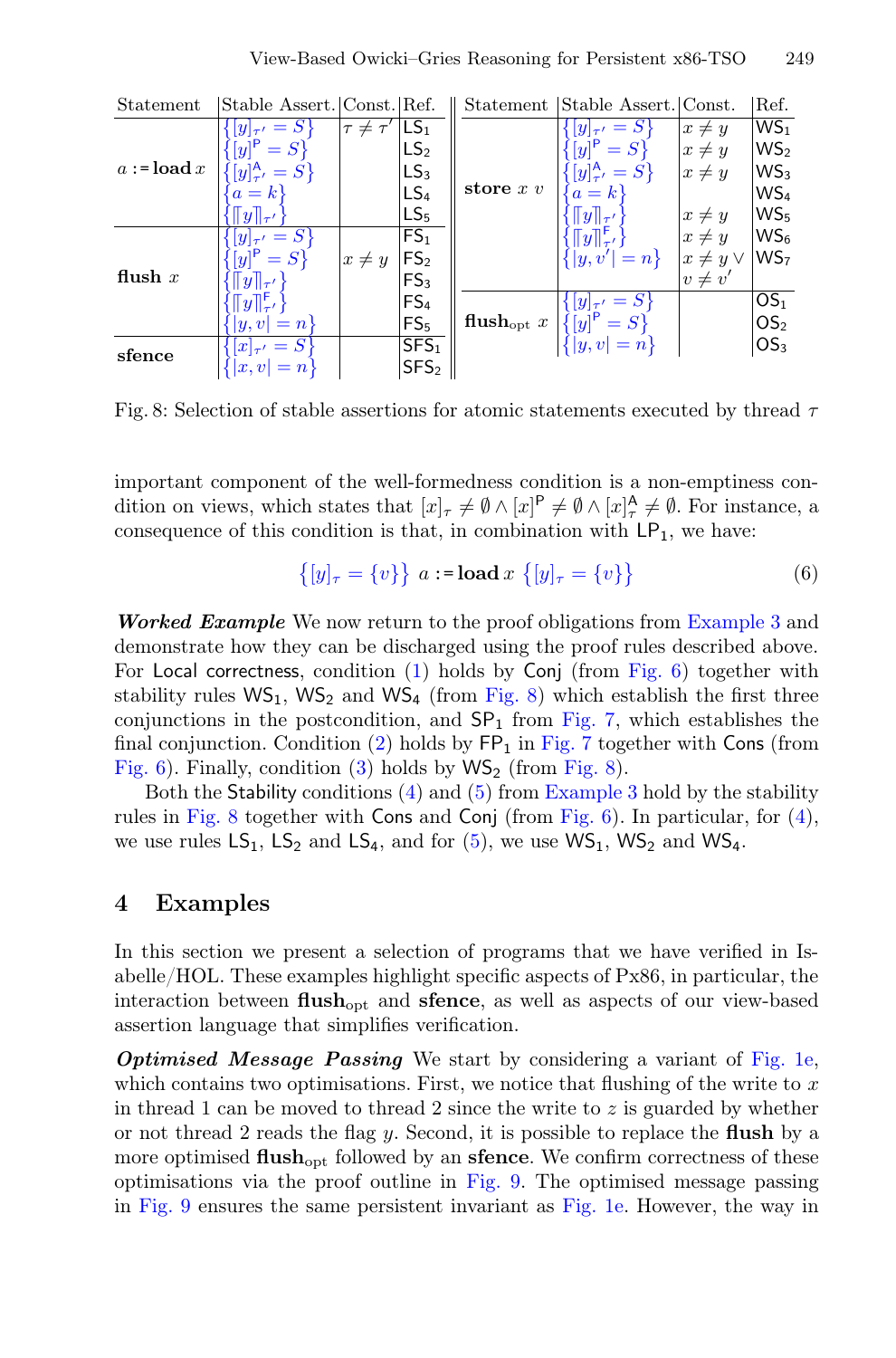| Statement | Stable Assert. | Const. | Ref. | Statement | Stable Assert. | Const. | Ref. |
|---|---|---|---|---|---|---|---|
| $a := \textbf{load}\ x$ | $\{[y]_{\tau'} = S\}$ | $\tau \neq \tau'$ | $\mathsf{LS}_1$ | $\textbf{store}\ x\ v$ | $\{[y]_{\tau'} = S\}$ | $x \neq y$ | $\mathsf{WS}_1$ |
| | $\{[y]^{\mathsf{P}} = S\}$ | | $\mathsf{LS}_2$ | | $\{[y]^{\mathsf{P}} = S\}$ | $x \neq y$ | $\mathsf{WS}_2$ |
| | $\{[y]^{\mathsf{A}}_{\tau'} = S\}$ | | $\mathsf{LS}_3$ | | $\{[y]^{\mathsf{A}}_{\tau'} = S\}$ | $x \neq y$ | $\mathsf{WS}_3$ |
| | $\{a = k\}$ | | $\mathsf{LS}_4$ | | $\{a = k\}$ | | $\mathsf{WS}_4$ |
| | $\{\llbracket y \rrbracket_{\tau'}\}$ | | $\mathsf{LS}_5$ | | $\{\llbracket y \rrbracket_{\tau'}\}$ | $x \neq y$ | $\mathsf{WS}_5$ |
| $\textbf{flush}\ x$ | $\{[y]_{\tau'} = S\}$ | $x \neq y$ | $\mathsf{FS}_1$ | | $\{\llbracket y \rrbracket^{\mathsf{F}}_{\tau'}\}$ | $x \neq y$ | $\mathsf{WS}_6$ |
| | $\{[y]^{\mathsf{P}} = S\}$ | | $\mathsf{FS}_2$ | | $\{\lvert y, v' \rvert = n\}$ | $x \neq y \vee v \neq v'$ | $\mathsf{WS}_7$ |
| | $\{\llbracket y \rrbracket_{\tau'}\}$ | | $\mathsf{FS}_3$ | $\textbf{flush}_{\mathrm{opt}}\ x$ | $\{[y]_{\tau'} = S\}$ | | $\mathsf{OS}_1$ |
| | $\{\llbracket y \rrbracket^{\mathsf{F}}_{\tau'}\}$ | | $\mathsf{FS}_4$ | | $\{[y]^{\mathsf{P}} = S\}$ | | $\mathsf{OS}_2$ |
| | $\{\lvert y, v \rvert = n\}$ | | $\mathsf{FS}_5$ | | $\{\lvert y, v \rvert = n\}$ | | $\mathsf{OS}_3$ |
| $\textbf{sfence}$ | $\{[x]_{\tau'} = S\}$ | | $\mathsf{SFS}_1$ | | | | |
| | $\{\lvert x, v \rvert = n\}$ | | $\mathsf{SFS}_2$ | | | | |

Fig. 8: Selection of stable assertions for atomic statements executed by thread $\tau$

important component of the well-formedness condition is a non-emptiness condition on views, which states that $[x]_\tau \neq \emptyset \wedge [x]^{\mathsf{P}} \neq \emptyset \wedge [x]^{\mathsf{A}}_\tau \neq \emptyset$. For instance, a consequence of this condition is that, in combination with $\mathsf{LP}_1$, we have:

$$\{[y]_\tau = \{v\}\}\ a := \textbf{load}\ x\ \{[y]_\tau = \{v\}\} \tag{6}$$

***Worked Example*** We now return to the proof obligations from Example 3 and demonstrate how they can be discharged using the proof rules described above. For Local correctness, condition (1) holds by Conj (from Fig. 6) together with stability rules $\mathsf{WS}_1$, $\mathsf{WS}_2$ and $\mathsf{WS}_4$ (from Fig. 8) which establish the first three conjunctions in the postcondition, and $\mathsf{SP}_1$ from Fig. 7, which establishes the final conjunction. Condition (2) holds by $\mathsf{FP}_1$ in Fig. 7 together with Cons (from Fig. 6). Finally, condition (3) holds by $\mathsf{WS}_2$ (from Fig. 8).

Both the Stability conditions (4) and (5) from Example 3 hold by the stability rules in Fig. 8 together with Cons and Conj (from Fig. 6). In particular, for (4), we use rules $\mathsf{LS}_1$, $\mathsf{LS}_2$ and $\mathsf{LS}_4$, and for (5), we use $\mathsf{WS}_1$, $\mathsf{WS}_2$ and $\mathsf{WS}_4$.

## 4 Examples

In this section we present a selection of programs that we have verified in Isabelle/HOL. These examples highlight specific aspects of Px86, in particular, the interaction between $\textbf{flush}_{\mathrm{opt}}$ and **sfence**, as well as aspects of our view-based assertion language that simplifies verification.

***Optimised Message Passing*** We start by considering a variant of Fig. 1e, which contains two optimisations. First, we notice that flushing of the write to $x$ in thread 1 can be moved to thread 2 since the write to $z$ is guarded by whether or not thread 2 reads the flag $y$. Second, it is possible to replace the **flush** by a more optimised $\textbf{flush}_{\mathrm{opt}}$ followed by an **sfence**. We confirm correctness of these optimisations via the proof outline in Fig. 9. The optimised message passing in Fig. 9 ensures the same persistent invariant as Fig. 1e. However, the way in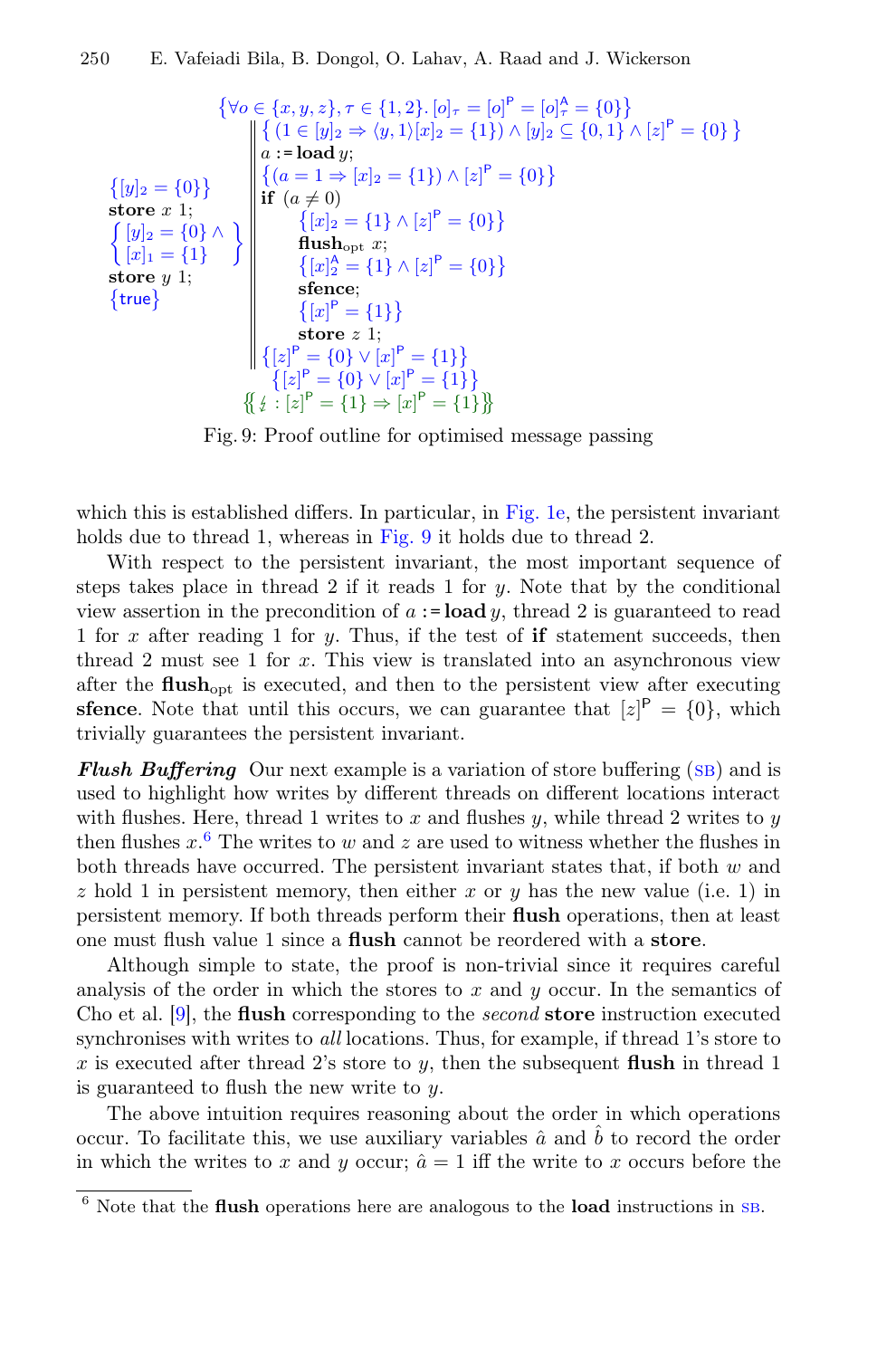$$\{\forall o \in \{x, y, z\}, \tau \in \{1, 2\}.\, [o]_\tau = [o]^{\mathsf{P}} = [o]^{\mathsf{A}}_\tau = \{0\}\}$$

```
{[y]_2 = {0}}            ║ { (1 ∈ [y]_2 ⇒ ⟨y,1⟩[x]_2 = {1}) ∧ [y]_2 ⊆ {0,1} ∧ [z]^P = {0} }
store x 1;               ║ a := load y;
{ [y]_2 = {0} ∧          ║ {(a = 1 ⇒ [x]_2 = {1}) ∧ [z]^P = {0}}
  [x]_1 = {1} }          ║ if (a ≠ 0)
store y 1;               ║     {[x]_2 = {1} ∧ [z]^P = {0}}
{true}                   ║     flush_opt x;
                         ║     {[x]^A_2 = {1} ∧ [z]^P = {0}}
                         ║     sfence;
                         ║     {[x]^P = {1}}
                         ║     store z 1;
                         ║ {[z]^P = {0} ∨ [x]^P = {1}}
```

$$\{[z]^{\mathsf{P}} = \{0\} \vee [x]^{\mathsf{P}} = \{1\}\}$$

$$\{\!\{ \not\downarrow : [z]^{\mathsf{P}} = \{1\} \Rightarrow [x]^{\mathsf{P}} = \{1\} \}\!\}$$

Fig. 9: Proof outline for optimised message passing

which this is established differs. In particular, in Fig. 1e, the persistent invariant holds due to thread 1, whereas in Fig. 9 it holds due to thread 2.

With respect to the persistent invariant, the most important sequence of steps takes place in thread 2 if it reads 1 for $y$. Note that by the conditional view assertion in the precondition of $a := \textbf{load}\, y$, thread 2 is guaranteed to read 1 for $x$ after reading 1 for $y$. Thus, if the test of **if** statement succeeds, then thread 2 must see 1 for $x$. This view is translated into an asynchronous view after the $\textbf{flush}_{\text{opt}}$ is executed, and then to the persistent view after executing **sfence**. Note that until this occurs, we can guarantee that $[z]^{\mathsf{P}} = \{0\}$, which trivially guarantees the persistent invariant.

***Flush Buffering*** Our next example is a variation of store buffering (SB) and is used to highlight how writes by different threads on different locations interact with flushes. Here, thread 1 writes to $x$ and flushes $y$, while thread 2 writes to $y$ then flushes $x$.[6] The writes to $w$ and $z$ are used to witness whether the flushes in both threads have occurred. The persistent invariant states that, if both $w$ and $z$ hold 1 in persistent memory, then either $x$ or $y$ has the new value (i.e. 1) in persistent memory. If both threads perform their **flush** operations, then at least one must flush value 1 since a **flush** cannot be reordered with a **store**.

Although simple to state, the proof is non-trivial since it requires careful analysis of the order in which the stores to $x$ and $y$ occur. In the semantics of Cho et al. [9], the **flush** corresponding to the *second* **store** instruction executed synchronises with writes to *all* locations. Thus, for example, if thread 1's store to $x$ is executed after thread 2's store to $y$, then the subsequent **flush** in thread 1 is guaranteed to flush the new write to $y$.

The above intuition requires reasoning about the order in which operations occur. To facilitate this, we use auxiliary variables $\hat{a}$ and $\hat{b}$ to record the order in which the writes to $x$ and $y$ occur; $\hat{a} = 1$ iff the write to $x$ occurs before the

[6] Note that the **flush** operations here are analogous to the **load** instructions in SB.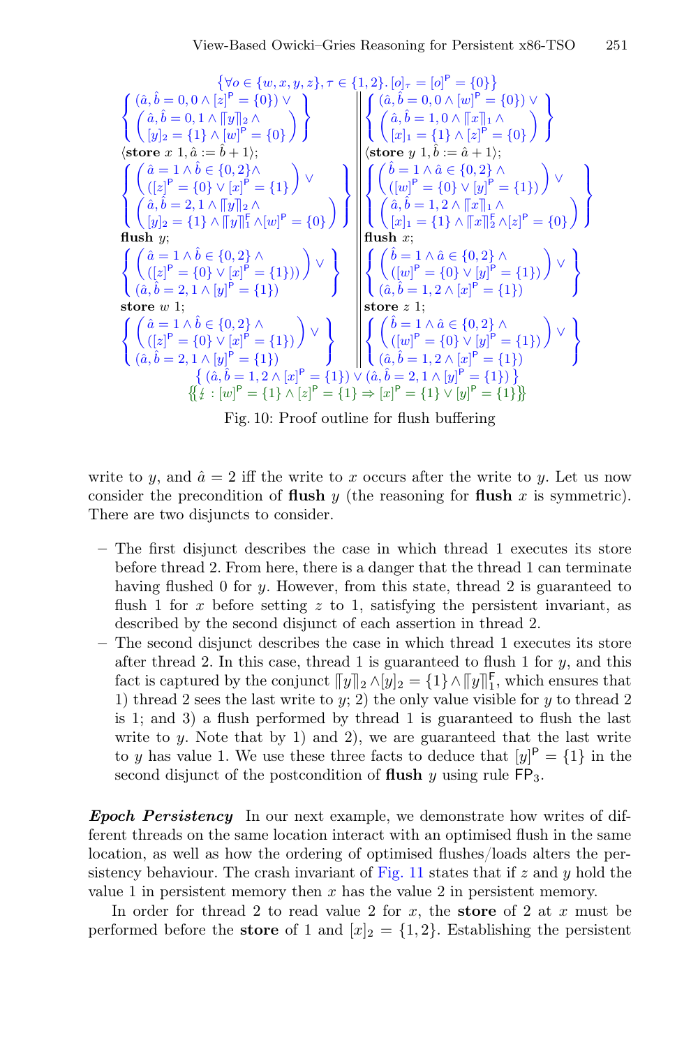$$\{\forall o \in \{w,x,y,z\}, \tau \in \{1,2\}.\ [o]_\tau = [o]^{\mathsf{P}} = \{0\}\}$$

**Thread 1:**

$$\left\{ \begin{array}{l} (\hat{a},\hat{b} = 0,0 \wedge [z]^{\mathsf{P}} = \{0\}) \vee \\ \left( \begin{array}{l} \hat{a},\hat{b} = 0,1 \wedge \llbracket y \rrbracket_2 \wedge \\ [y]_2 = \{1\} \wedge [w]^{\mathsf{P}} = \{0\} \end{array} \right) \end{array} \right\}$$

$\langle$**store** $x$ $1, \hat{a} := \hat{b}+1\rangle$;

$$\left\{ \begin{array}{l} \left( \begin{array}{l} \hat{a} = 1 \wedge \hat{b} \in \{0,2\} \wedge \\ ([z]^{\mathsf{P}} = \{0\} \vee [x]^{\mathsf{P}} = \{1\}) \end{array} \right) \vee \\ \left( \begin{array}{l} \hat{a},\hat{b} = 2,1 \wedge \llbracket y \rrbracket_2 \wedge \\ [y]_2 = \{1\} \wedge \llbracket y \rrbracket^{\mathsf{F}}_1 \wedge [w]^{\mathsf{P}} = \{0\} \end{array} \right) \end{array} \right\}$$

**flush** $y$;

$$\left\{ \begin{array}{l} \left( \begin{array}{l} \hat{a} = 1 \wedge \hat{b} \in \{0,2\} \wedge \\ ([z]^{\mathsf{P}} = \{0\} \vee [x]^{\mathsf{P}} = \{1\})) \end{array} \right) \vee \\ (\hat{a},\hat{b} = 2,1 \wedge [y]^{\mathsf{P}} = \{1\}) \end{array} \right\}$$

**store** $w$ 1;

$$\left\{ \begin{array}{l} \left( \begin{array}{l} \hat{a} = 1 \wedge \hat{b} \in \{0,2\} \wedge \\ ([z]^{\mathsf{P}} = \{0\} \vee [x]^{\mathsf{P}} = \{1\}) \end{array} \right) \vee \\ (\hat{a},\hat{b} = 2,1 \wedge [y]^{\mathsf{P}} = \{1\}) \end{array} \right\}$$

**Thread 2:**

$$\left\{ \begin{array}{l} (\hat{a},\hat{b} = 0,0 \wedge [w]^{\mathsf{P}} = \{0\}) \vee \\ \left( \begin{array}{l} \hat{a},\hat{b} = 1,0 \wedge \llbracket x \rrbracket_1 \wedge \\ [x]_1 = \{1\} \wedge [z]^{\mathsf{P}} = \{0\} \end{array} \right) \end{array} \right\}$$

$\langle$**store** $y$ $1, \hat{b} := \hat{a}+1\rangle$;

$$\left\{ \begin{array}{l} \left( \begin{array}{l} \hat{b} = 1 \wedge \hat{a} \in \{0,2\} \wedge \\ ([w]^{\mathsf{P}} = \{0\} \vee [y]^{\mathsf{P}} = \{1\}) \end{array} \right) \vee \\ \left( \begin{array}{l} \hat{a},\hat{b} = 1,2 \wedge \llbracket x \rrbracket_1 \wedge \\ [x]_1 = \{1\} \wedge \llbracket x \rrbracket^{\mathsf{F}}_2 \wedge [z]^{\mathsf{P}} = \{0\} \end{array} \right) \end{array} \right\}$$

**flush** $x$;

$$\left\{ \begin{array}{l} \left( \begin{array}{l} \hat{b} = 1 \wedge \hat{a} \in \{0,2\} \wedge \\ ([w]^{\mathsf{P}} = \{0\} \vee [y]^{\mathsf{P}} = \{1\}) \end{array} \right) \vee \\ (\hat{a},\hat{b} = 1,2 \wedge [x]^{\mathsf{P}} = \{1\}) \end{array} \right\}$$

**store** $z$ 1;

$$\left\{ \begin{array}{l} \left( \begin{array}{l} \hat{b} = 1 \wedge \hat{a} \in \{0,2\} \wedge \\ ([w]^{\mathsf{P}} = \{0\} \vee [y]^{\mathsf{P}} = \{1\}) \end{array} \right) \vee \\ (\hat{a},\hat{b} = 1,2 \wedge [x]^{\mathsf{P}} = \{1\}) \end{array} \right\}$$

$$\{(\hat{a},\hat{b} = 1,2 \wedge [x]^{\mathsf{P}} = \{1\}) \vee (\hat{a},\hat{b} = 2,1 \wedge [y]^{\mathsf{P}} = \{1\})\}$$

$$\{\!\{ \lightning : [w]^{\mathsf{P}} = \{1\} \wedge [z]^{\mathsf{P}} = \{1\} \Rightarrow [x]^{\mathsf{P}} = \{1\} \vee [y]^{\mathsf{P}} = \{1\} \}\!\}$$

Fig. 10: Proof outline for flush buffering

write to $y$, and $\hat{a} = 2$ iff the write to $x$ occurs after the write to $y$. Let us now consider the precondition of **flush** $y$ (the reasoning for **flush** $x$ is symmetric). There are two disjuncts to consider.

- The first disjunct describes the case in which thread 1 executes its store before thread 2. From here, there is a danger that the thread 1 can terminate having flushed 0 for $y$. However, from this state, thread 2 is guaranteed to flush 1 for $x$ before setting $z$ to 1, satisfying the persistent invariant, as described by the second disjunct of each assertion in thread 2.
- The second disjunct describes the case in which thread 1 executes its store after thread 2. In this case, thread 1 is guaranteed to flush 1 for $y$, and this fact is captured by the conjunct $\llbracket y \rrbracket_2 \wedge [y]_2 = \{1\} \wedge \llbracket y \rrbracket^{\mathsf{F}}_1$, which ensures that 1) thread 2 sees the last write to $y$; 2) the only value visible for $y$ to thread 2 is 1; and 3) a flush performed by thread 1 is guaranteed to flush the last write to $y$. Note that by 1) and 2), we are guaranteed that the last write to $y$ has value 1. We use these three facts to deduce that $[y]^{\mathsf{P}} = \{1\}$ in the second disjunct of the postcondition of **flush** $y$ using rule $\mathsf{FP}_3$.

***Epoch Persistency*** In our next example, we demonstrate how writes of different threads on the same location interact with an optimised flush in the same location, as well as how the ordering of optimised flushes/loads alters the persistency behaviour. The crash invariant of Fig. 11 states that if $z$ and $y$ hold the value 1 in persistent memory then $x$ has the value 2 in persistent memory.

In order for thread 2 to read value 2 for $x$, the **store** of 2 at $x$ must be performed before the **store** of 1 and $[x]_2 = \{1, 2\}$. Establishing the persistent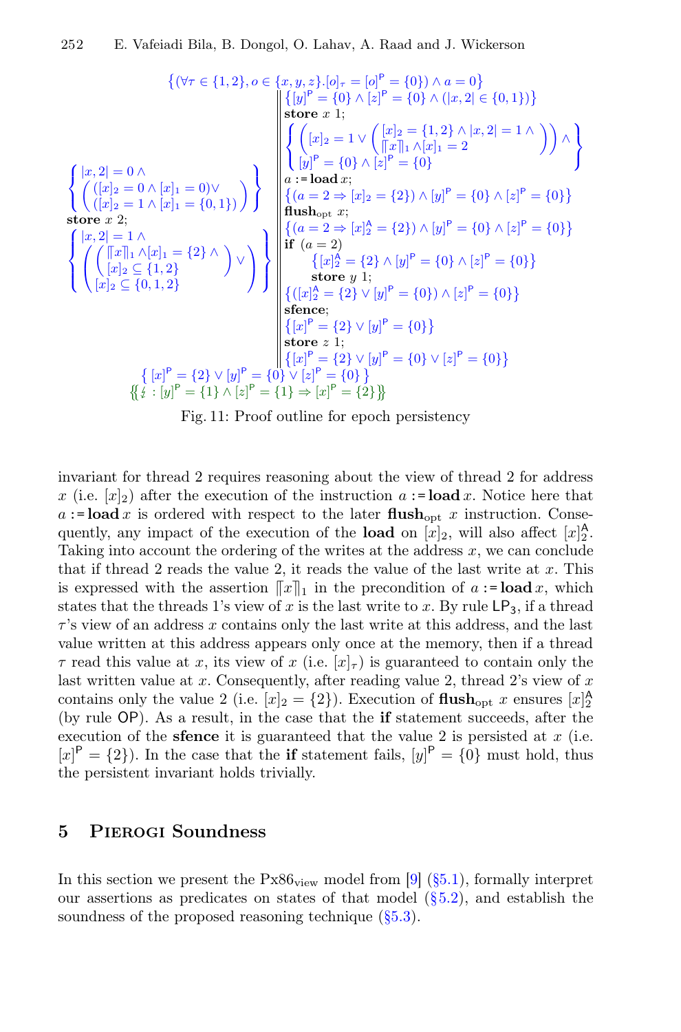$$\{(\forall \tau \in \{1,2\}, o \in \{x,y,z\}.[o]_\tau = [o]^{\mathsf{P}} = \{0\}) \wedge a = 0\}$$

**Thread 1:**

$$\left\{\begin{array}{l} |x,2| = 0 \wedge \\ \left(\begin{array}{l}([x]_2 = 0 \wedge [x]_1 = 0) \vee \\ ([x]_2 = 1 \wedge [x]_1 = \{0,1\})\end{array}\right)\end{array}\right\}$$

**store** $x$ 2;

$$\left\{\begin{array}{l} |x,2| = 1 \wedge \\ \left(\left(\begin{array}{l}\llbracket x \rrbracket_1 \wedge [x]_1 = \{2\} \wedge \\ [x]_2 \subseteq \{1,2\}\end{array}\right) \vee \\ [x]_2 \subseteq \{0,1,2\}\right)\end{array}\right\}$$

**Thread 2:**

$$\{[y]^{\mathsf{P}} = \{0\} \wedge [z]^{\mathsf{P}} = \{0\} \wedge (|x,2| \in \{0,1\})\}$$

**store** $x$ 1;

$$\left\{\begin{array}{l}\left([x]_2 = 1 \vee \left(\begin{array}{l}[x]_2 = \{1,2\} \wedge |x,2| = 1 \wedge \\ \llbracket x \rrbracket_1 \wedge [x]_1 = 2\end{array}\right)\right) \wedge \\ [y]^{\mathsf{P}} = \{0\} \wedge [z]^{\mathsf{P}} = \{0\}\end{array}\right\}$$

$a :=$ **load** $x$;

$$\{(a = 2 \Rightarrow [x]_2 = \{2\}) \wedge [y]^{\mathsf{P}} = \{0\} \wedge [z]^{\mathsf{P}} = \{0\}\}$$

**flush**$_{\text{opt}}$ $x$;

$$\{(a = 2 \Rightarrow [x]_2^{\mathsf{A}} = \{2\}) \wedge [y]^{\mathsf{P}} = \{0\} \wedge [z]^{\mathsf{P}} = \{0\}\}$$

**if** $(a = 2)$

$$\{[x]_2^{\mathsf{A}} = \{2\} \wedge [y]^{\mathsf{P}} = \{0\} \wedge [z]^{\mathsf{P}} = \{0\}\}$$

  **store** $y$ 1;

$$\{([x]_2^{\mathsf{A}} = \{2\} \vee [y]^{\mathsf{P}} = \{0\}) \wedge [z]^{\mathsf{P}} = \{0\}\}$$

**sfence**;

$$\{[x]^{\mathsf{P}} = \{2\} \vee [y]^{\mathsf{P}} = \{0\}\}$$

**store** $z$ 1;

$$\{[x]^{\mathsf{P}} = \{2\} \vee [y]^{\mathsf{P}} = \{0\} \vee [z]^{\mathsf{P}} = \{0\}\}$$

$$\{\, [x]^{\mathsf{P}} = \{2\} \vee [y]^{\mathsf{P}} = \{0\} \vee [z]^{\mathsf{P}} = \{0\} \,\}$$

$$\{\!\{\lightning : [y]^{\mathsf{P}} = \{1\} \wedge [z]^{\mathsf{P}} = \{1\} \Rightarrow [x]^{\mathsf{P}} = \{2\}\}\!\}$$

Fig. 11: Proof outline for epoch persistency

invariant for thread 2 requires reasoning about the view of thread 2 for address $x$ (i.e. $[x]_2$) after the execution of the instruction $a :=$ **load** $x$. Notice here that $a :=$ **load** $x$ is ordered with respect to the later **flush**$_{\text{opt}}$ $x$ instruction. Consequently, any impact of the execution of the **load** on $[x]_2$, will also affect $[x]_2^{\mathsf{A}}$. Taking into account the ordering of the writes at the address $x$, we can conclude that if thread 2 reads the value 2, it reads the value of the last write at $x$. This is expressed with the assertion $\llbracket x \rrbracket_1$ in the precondition of $a :=$ **load** $x$, which states that the threads 1's view of $x$ is the last write to $x$. By rule $\mathsf{LP}_3$, if a thread $\tau$'s view of an address $x$ contains only the last write at this address, and the last value written at this address appears only once at the memory, then if a thread $\tau$ read this value at $x$, its view of $x$ (i.e. $[x]_\tau$) is guaranteed to contain only the last written value at $x$. Consequently, after reading value 2, thread 2's view of $x$ contains only the value 2 (i.e. $[x]_2 = \{2\}$). Execution of **flush**$_{\text{opt}}$ $x$ ensures $[x]_2^{\mathsf{A}}$ (by rule $\mathsf{OP}$). As a result, in the case that the **if** statement succeeds, after the execution of the **sfence** it is guaranteed that the value 2 is persisted at $x$ (i.e. $[x]^{\mathsf{P}} = \{2\}$). In the case that the **if** statement fails, $[y]^{\mathsf{P}} = \{0\}$ must hold, thus the persistent invariant holds trivially.

## 5 Pierogi Soundness

In this section we present the Px86$_{\text{view}}$ model from [9] (§5.1), formally interpret our assertions as predicates on states of that model (§5.2), and establish the soundness of the proposed reasoning technique (§5.3).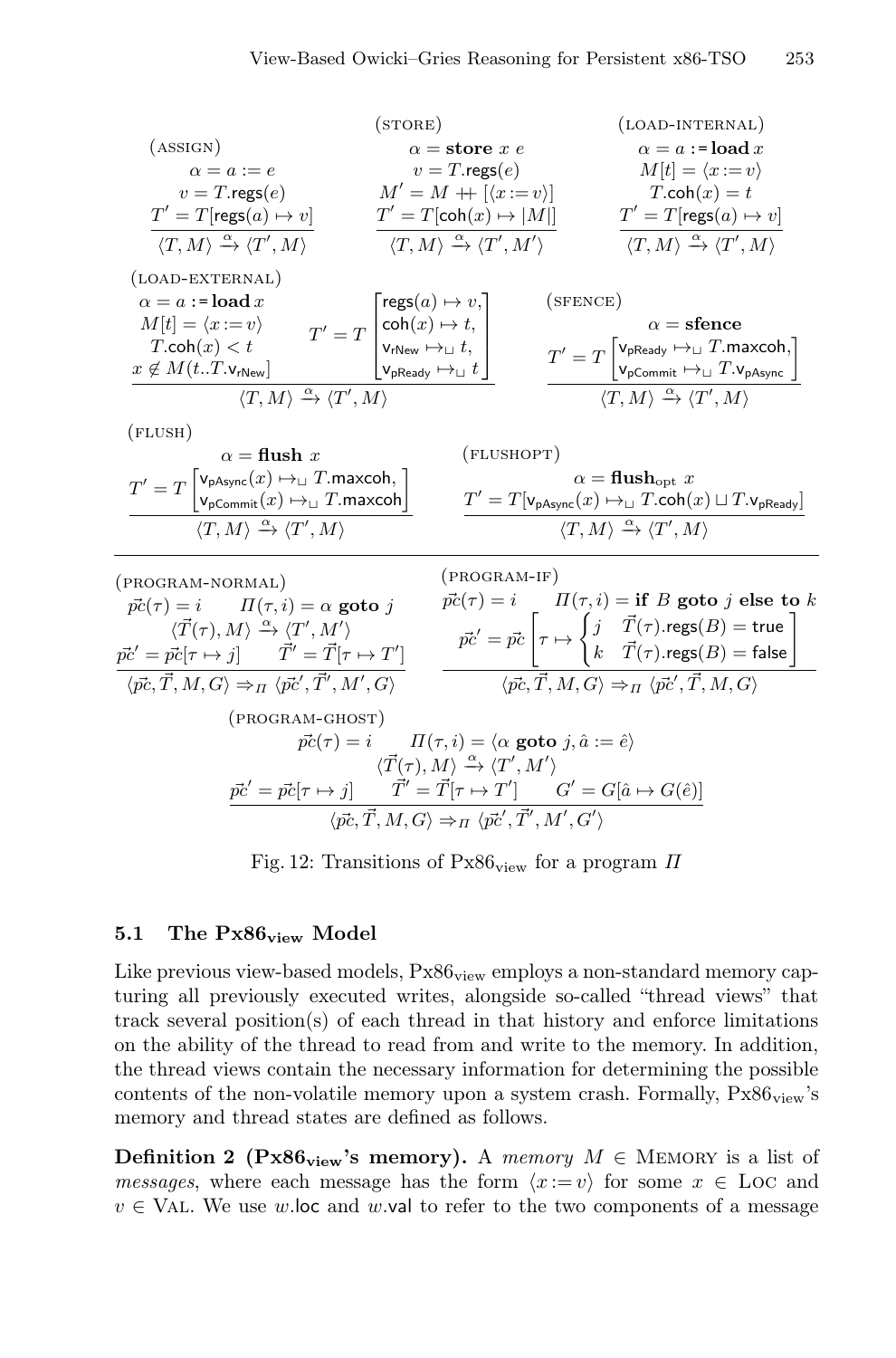$$\frac{\begin{array}{c}(\textsc{assign})\\ \alpha = a := e \\ v = T.\mathsf{regs}(e) \\ T' = T[\mathsf{regs}(a) \mapsto v]\end{array}}{\langle T, M\rangle \xrightarrow{\alpha} \langle T', M\rangle}
\qquad
\frac{\begin{array}{c}(\textsc{store})\\ \alpha = \mathbf{store}\ x\ e \\ v = T.\mathsf{regs}(e) \\ M' = M +\!\!+ [\langle x := v\rangle] \\ T' = T[\mathsf{coh}(x) \mapsto |M|]\end{array}}{\langle T, M\rangle \xrightarrow{\alpha} \langle T', M'\rangle}
\qquad
\frac{\begin{array}{c}(\textsc{load-internal})\\ \alpha = a := \mathbf{load}\ x \\ M[t] = \langle x := v\rangle \\ T.\mathsf{coh}(x) = t \\ T' = T[\mathsf{regs}(a) \mapsto v]\end{array}}{\langle T, M\rangle \xrightarrow{\alpha} \langle T', M\rangle}$$

$$(\textsc{load-external})\quad \frac{\begin{array}{c}\alpha = a := \mathbf{load}\ x \\ M[t] = \langle x := v\rangle \\ T.\mathsf{coh}(x) < t \\ x \notin M(t..T.\mathsf{v_{rNew}}]\end{array} \qquad T' = T\begin{bmatrix}\mathsf{regs}(a) \mapsto v, \\ \mathsf{coh}(x) \mapsto t, \\ \mathsf{v_{rNew}} \mapsto_{\sqcup} t, \\ \mathsf{v_{pReady}} \mapsto_{\sqcup} t\end{bmatrix}}{\langle T, M\rangle \xrightarrow{\alpha} \langle T', M\rangle}
\qquad
(\textsc{sfence})\quad \frac{\begin{array}{c}\alpha = \mathbf{sfence} \\ T' = T\begin{bmatrix}\mathsf{v_{pReady}} \mapsto_{\sqcup} T.\mathsf{maxcoh}, \\ \mathsf{v_{pCommit}} \mapsto_{\sqcup} T.\mathsf{v_{pAsync}}\end{bmatrix}\end{array}}{\langle T, M\rangle \xrightarrow{\alpha} \langle T', M\rangle}$$

$$(\textsc{flush})\quad \frac{\begin{array}{c}\alpha = \mathbf{flush}\ x \\ T' = T\begin{bmatrix}\mathsf{v_{pAsync}}(x) \mapsto_{\sqcup} T.\mathsf{maxcoh}, \\ \mathsf{v_{pCommit}}(x) \mapsto_{\sqcup} T.\mathsf{maxcoh}\end{bmatrix}\end{array}}{\langle T, M\rangle \xrightarrow{\alpha} \langle T', M\rangle}
\qquad
(\textsc{flushopt})\quad \frac{\begin{array}{c}\alpha = \mathbf{flush}_{\mathrm{opt}}\ x \\ T' = T[\mathsf{v_{pAsync}}(x) \mapsto_{\sqcup} T.\mathsf{coh}(x) \sqcup T.\mathsf{v_{pReady}}]\end{array}}{\langle T, M\rangle \xrightarrow{\alpha} \langle T', M\rangle}$$

$$(\textsc{program-normal})\quad \frac{\begin{array}{c}\vec{pc}(\tau) = i \qquad \Pi(\tau, i) = \alpha\ \mathbf{goto}\ j \\ \langle \vec{T}(\tau), M\rangle \xrightarrow{\alpha} \langle T', M'\rangle \\ \vec{pc}' = \vec{pc}[\tau \mapsto j] \qquad \vec{T}' = \vec{T}[\tau \mapsto T']\end{array}}{\langle \vec{pc}, \vec{T}, M, G\rangle \Rightarrow_{\Pi} \langle \vec{pc}', \vec{T}', M', G\rangle}
\qquad
(\textsc{program-if})\quad \frac{\begin{array}{c}\vec{pc}(\tau) = i \qquad \Pi(\tau, i) = \mathbf{if}\ B\ \mathbf{goto}\ j\ \mathbf{else\ to}\ k \\ \vec{pc}' = \vec{pc}\left[\tau \mapsto \begin{cases} j & \vec{T}(\tau).\mathsf{regs}(B) = \mathsf{true} \\ k & \vec{T}(\tau).\mathsf{regs}(B) = \mathsf{false}\end{cases}\right]\end{array}}{\langle \vec{pc}, \vec{T}, M, G\rangle \Rightarrow_{\Pi} \langle \vec{pc}', \vec{T}, M, G\rangle}$$

$$(\textsc{program-ghost})\quad \frac{\begin{array}{c}\vec{pc}(\tau) = i \qquad \Pi(\tau, i) = \langle \alpha\ \mathbf{goto}\ j, \hat{a} := \hat{e}\rangle \\ \langle \vec{T}(\tau), M\rangle \xrightarrow{\alpha} \langle T', M'\rangle \\ \vec{pc}' = \vec{pc}[\tau \mapsto j] \qquad \vec{T}' = \vec{T}[\tau \mapsto T'] \qquad G' = G[\hat{a} \mapsto G(\hat{e})]\end{array}}{\langle \vec{pc}, \vec{T}, M, G\rangle \Rightarrow_{\Pi} \langle \vec{pc}', \vec{T}', M', G'\rangle}$$

Fig. 12: Transitions of $\mathrm{Px86_{view}}$ for a program $\Pi$

### 5.1 The $\mathbf{Px86_{view}}$ Model

Like previous view-based models, $\mathrm{Px86_{view}}$ employs a non-standard memory capturing all previously executed writes, alongside so-called "thread views" that track several position(s) of each thread in that history and enforce limitations on the ability of the thread to read from and write to the memory. In addition, the thread views contain the necessary information for determining the possible contents of the non-volatile memory upon a system crash. Formally, $\mathrm{Px86_{view}}$'s memory and thread states are defined as follows.

**Definition 2 ($\mathbf{Px86_{view}}$'s memory).** A *memory* $M \in \textsc{Memory}$ is a list of *messages*, where each message has the form $\langle x := v\rangle$ for some $x \in \textsc{Loc}$ and $v \in \textsc{Val}$. We use $w.\mathsf{loc}$ and $w.\mathsf{val}$ to refer to the two components of a message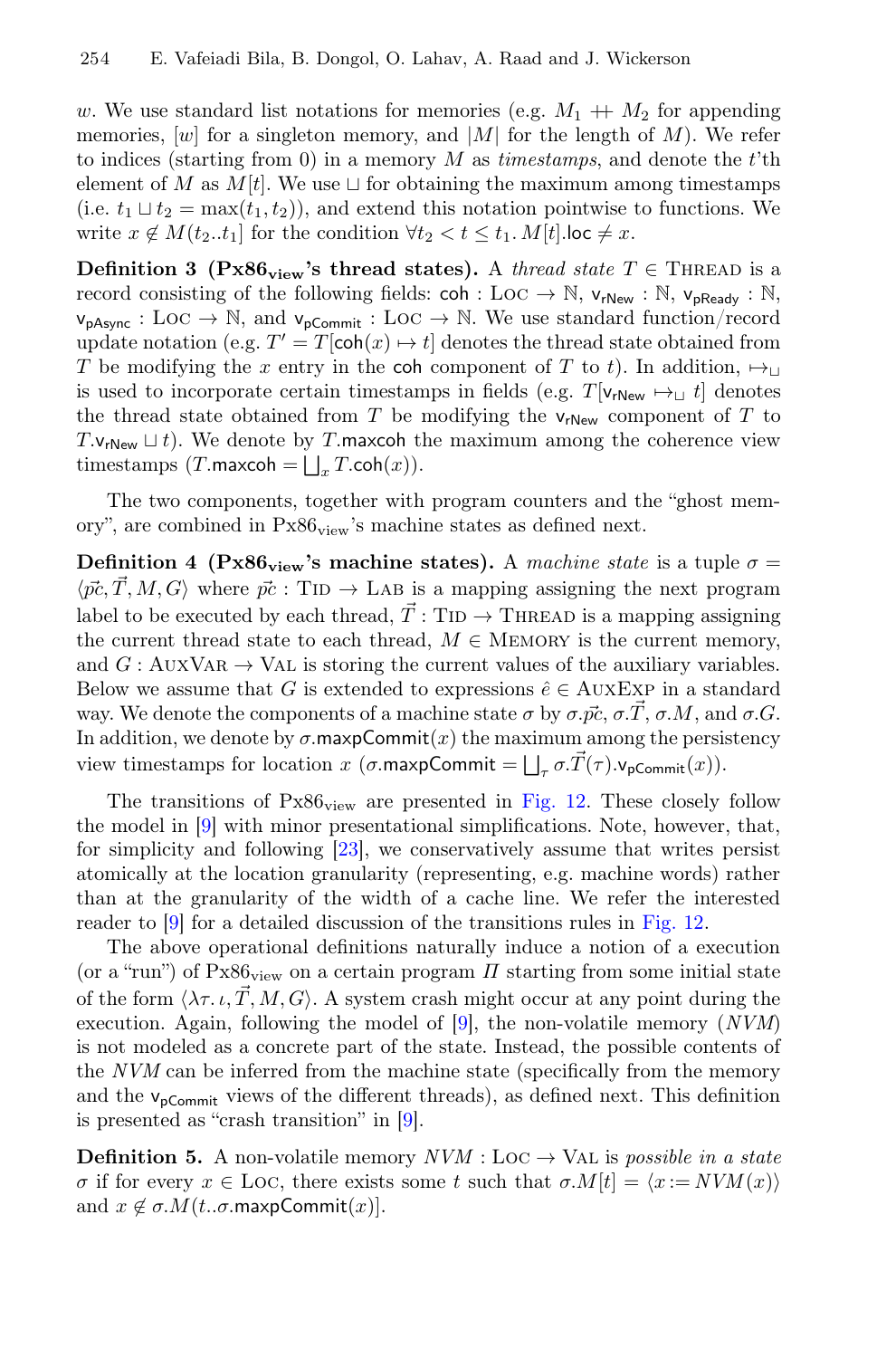$w$. We use standard list notations for memories (e.g. $M_1 \mathbin{+\!\!+} M_2$ for appending memories, $[w]$ for a singleton memory, and $|M|$ for the length of $M$). We refer to indices (starting from 0) in a memory $M$ as *timestamps*, and denote the $t$'th element of $M$ as $M[t]$. We use $\sqcup$ for obtaining the maximum among timestamps (i.e. $t_1 \sqcup t_2 = \max(t_1, t_2)$), and extend this notation pointwise to functions. We write $x \notin M(t_2..t_1]$ for the condition $\forall t_2 < t \leq t_1.\, M[t].\mathsf{loc} \neq x$.

**Definition 3 ($\mathbf{Px86_{view}}$'s thread states).** A *thread state* $T \in \textsc{Thread}$ is a record consisting of the following fields: $\mathsf{coh} : \textsc{Loc} \to \mathbb{N}$, $\mathsf{v_{rNew}} : \mathbb{N}$, $\mathsf{v_{pReady}} : \mathbb{N}$, $\mathsf{v_{pAsync}} : \textsc{Loc} \to \mathbb{N}$, and $\mathsf{v_{pCommit}} : \textsc{Loc} \to \mathbb{N}$. We use standard function/record update notation (e.g. $T' = T[\mathsf{coh}(x) \mapsto t]$ denotes the thread state obtained from $T$ be modifying the $x$ entry in the $\mathsf{coh}$ component of $T$ to $t$). In addition, $\mapsto_\sqcup$ is used to incorporate certain timestamps in fields (e.g. $T[\mathsf{v_{rNew}} \mapsto_\sqcup t]$ denotes the thread state obtained from $T$ be modifying the $\mathsf{v_{rNew}}$ component of $T$ to $T.\mathsf{v_{rNew}} \sqcup t$). We denote by $T.\mathsf{maxcoh}$ the maximum among the coherence view timestamps ($T.\mathsf{maxcoh} = \bigsqcup_x T.\mathsf{coh}(x)$).

The two components, together with program counters and the "ghost memory", are combined in $\mathrm{Px86_{view}}$'s machine states as defined next.

**Definition 4 ($\mathbf{Px86_{view}}$'s machine states).** A *machine state* is a tuple $\sigma = \langle \vec{pc}, \vec{T}, M, G \rangle$ where $\vec{pc} : \textsc{Tid} \to \textsc{Lab}$ is a mapping assigning the next program label to be executed by each thread, $\vec{T} : \textsc{Tid} \to \textsc{Thread}$ is a mapping assigning the current thread state to each thread, $M \in \textsc{Memory}$ is the current memory, and $G : \textsc{AuxVar} \to \textsc{Val}$ is storing the current values of the auxiliary variables. Below we assume that $G$ is extended to expressions $\hat{e} \in \textsc{AuxExp}$ in a standard way. We denote the components of a machine state $\sigma$ by $\sigma.\vec{pc}$, $\sigma.\vec{T}$, $\sigma.M$, and $\sigma.G$. In addition, we denote by $\sigma.\mathsf{maxpCommit}(x)$ the maximum among the persistency view timestamps for location $x$ ($\sigma.\mathsf{maxpCommit} = \bigsqcup_\tau \sigma.\vec{T}(\tau).\mathsf{v_{pCommit}}(x)$).

The transitions of $\mathrm{Px86_{view}}$ are presented in Fig. 12. These closely follow the model in [9] with minor presentational simplifications. Note, however, that, for simplicity and following [23], we conservatively assume that writes persist atomically at the location granularity (representing, e.g. machine words) rather than at the granularity of the width of a cache line. We refer the interested reader to [9] for a detailed discussion of the transitions rules in Fig. 12.

The above operational definitions naturally induce a notion of a execution (or a "run") of $\mathrm{Px86_{view}}$ on a certain program $\Pi$ starting from some initial state of the form $\langle \lambda\tau.\, \iota, \vec{T}, M, G \rangle$. A system crash might occur at any point during the execution. Again, following the model of [9], the non-volatile memory (*NVM*) is not modeled as a concrete part of the state. Instead, the possible contents of the *NVM* can be inferred from the machine state (specifically from the memory and the $\mathsf{v_{pCommit}}$ views of the different threads), as defined next. This definition is presented as "crash transition" in [9].

**Definition 5.** A non-volatile memory $NVM : \textsc{Loc} \to \textsc{Val}$ is *possible in a state* $\sigma$ if for every $x \in \textsc{Loc}$, there exists some $t$ such that $\sigma.M[t] = \langle x := NVM(x) \rangle$ and $x \notin \sigma.M(t..\sigma.\mathsf{maxpCommit}(x)]$.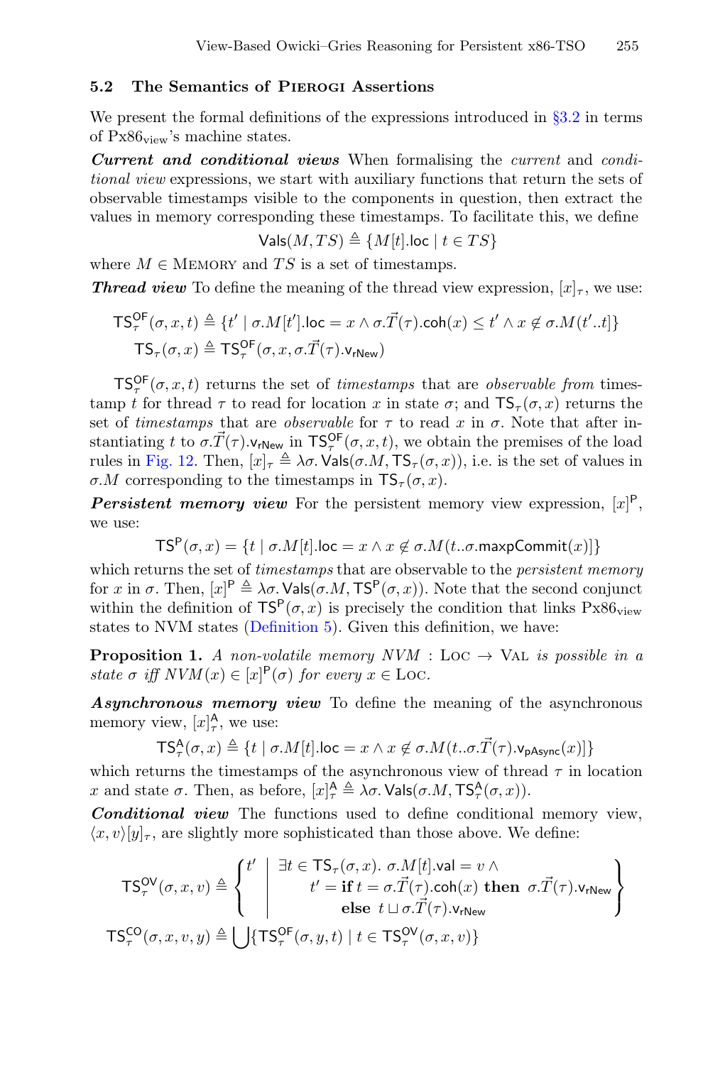### 5.2 The Semantics of Pierogi Assertions

We present the formal definitions of the expressions introduced in §3.2 in terms of $\text{Px86}_{\text{view}}$'s machine states.

***Current and conditional views*** When formalising the *current* and *conditional view* expressions, we start with auxiliary functions that return the sets of observable timestamps visible to the components in question, then extract the values in memory corresponding these timestamps. To facilitate this, we define

$$\mathsf{Vals}(M, TS) \triangleq \{M[t].\mathsf{loc} \mid t \in TS\}$$

where $M \in \text{Memory}$ and $TS$ is a set of timestamps.

***Thread view*** To define the meaning of the thread view expression, $[x]_\tau$, we use:

$$\mathsf{TS}^{\mathsf{OF}}_\tau(\sigma, x, t) \triangleq \{t' \mid \sigma.M[t'].\mathsf{loc} = x \wedge \sigma.\vec{T}(\tau).\mathsf{coh}(x) \leq t' \wedge x \notin \sigma.M(t'..t]\}$$

$$\mathsf{TS}_\tau(\sigma, x) \triangleq \mathsf{TS}^{\mathsf{OF}}_\tau(\sigma, x, \sigma.\vec{T}(\tau).\mathsf{v}_{\mathsf{rNew}})$$

$\mathsf{TS}^{\mathsf{OF}}_\tau(\sigma, x, t)$ returns the set of *timestamps* that are *observable from* timestamp $t$ for thread $\tau$ to read for location $x$ in state $\sigma$; and $\mathsf{TS}_\tau(\sigma, x)$ returns the set of *timestamps* that are *observable* for $\tau$ to read $x$ in $\sigma$. Note that after instantiating $t$ to $\sigma.\vec{T}(\tau).\mathsf{v}_{\mathsf{rNew}}$ in $\mathsf{TS}^{\mathsf{OF}}_\tau(\sigma, x, t)$, we obtain the premises of the load rules in Fig. 12. Then, $[x]_\tau \triangleq \lambda\sigma.\, \mathsf{Vals}(\sigma.M, \mathsf{TS}_\tau(\sigma, x))$, i.e. is the set of values in $\sigma.M$ corresponding to the timestamps in $\mathsf{TS}_\tau(\sigma, x)$.

***Persistent memory view*** For the persistent memory view expression, $[x]^{\mathsf{P}}$, we use:

$$\mathsf{TS}^{\mathsf{P}}(\sigma, x) = \{t \mid \sigma.M[t].\mathsf{loc} = x \wedge x \notin \sigma.M(t..\sigma.\mathsf{maxpCommit}(x)]\}$$

which returns the set of *timestamps* that are observable to the *persistent memory* for $x$ in $\sigma$. Then, $[x]^{\mathsf{P}} \triangleq \lambda\sigma.\, \mathsf{Vals}(\sigma.M, \mathsf{TS}^{\mathsf{P}}(\sigma, x))$. Note that the second conjunct within the definition of $\mathsf{TS}^{\mathsf{P}}(\sigma, x)$ is precisely the condition that links $\text{Px86}_{\text{view}}$ states to NVM states (Definition 5). Given this definition, we have:

**Proposition 1.** *A non-volatile memory* $NVM : \text{Loc} \to \text{Val}$ *is possible in a state* $\sigma$ *iff* $NVM(x) \in [x]^{\mathsf{P}}(\sigma)$ *for every* $x \in \text{Loc}$.

***Asynchronous memory view*** To define the meaning of the asynchronous memory view, $[x]^{\mathsf{A}}_\tau$, we use:

$$\mathsf{TS}^{\mathsf{A}}_\tau(\sigma, x) \triangleq \{t \mid \sigma.M[t].\mathsf{loc} = x \wedge x \notin \sigma.M(t..\sigma.\vec{T}(\tau).\mathsf{v}_{\mathsf{pAsync}}(x)]\}$$

which returns the timestamps of the asynchronous view of thread $\tau$ in location $x$ and state $\sigma$. Then, as before, $[x]^{\mathsf{A}}_\tau \triangleq \lambda\sigma.\, \mathsf{Vals}(\sigma.M, \mathsf{TS}^{\mathsf{A}}_\tau(\sigma, x))$.

***Conditional view*** The functions used to define conditional memory view, $\langle x, v\rangle[y]_\tau$, are slightly more sophisticated than those above. We define:

$$\mathsf{TS}^{\mathsf{OV}}_\tau(\sigma, x, v) \triangleq \left\{ t' \;\middle|\; \begin{array}{l} \exists t \in \mathsf{TS}_\tau(\sigma, x).\ \sigma.M[t].\mathsf{val} = v \wedge \\ \quad t' = \textbf{if } t = \sigma.\vec{T}(\tau).\mathsf{coh}(x) \textbf{ then } \sigma.\vec{T}(\tau).\mathsf{v}_{\mathsf{rNew}} \\ \qquad\quad \textbf{else } t \sqcup \sigma.\vec{T}(\tau).\mathsf{v}_{\mathsf{rNew}} \end{array} \right\}$$

$$\mathsf{TS}^{\mathsf{CO}}_\tau(\sigma, x, v, y) \triangleq \bigcup \{\mathsf{TS}^{\mathsf{OF}}_\tau(\sigma, y, t) \mid t \in \mathsf{TS}^{\mathsf{OV}}_\tau(\sigma, x, v)\}$$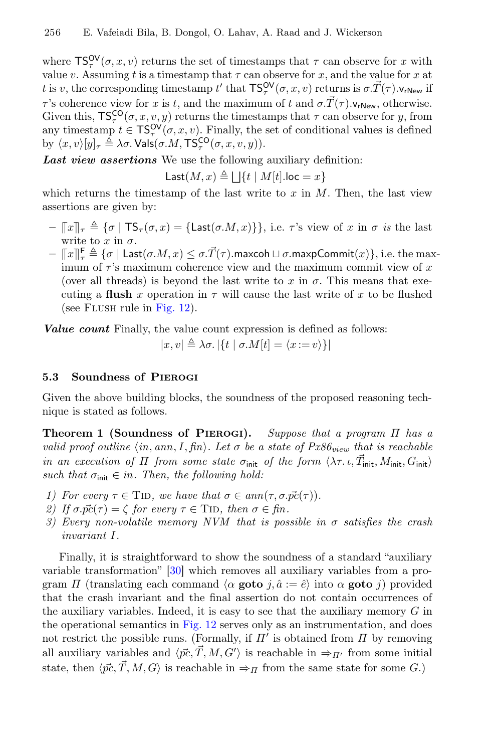where $\mathsf{TS}^{\mathsf{OV}}_{\tau}(\sigma, x, v)$ returns the set of timestamps that $\tau$ can observe for $x$ with value $v$. Assuming $t$ is a timestamp that $\tau$ can observe for $x$, and the value for $x$ at $t$ is $v$, the corresponding timestamp $t'$ that $\mathsf{TS}^{\mathsf{OV}}_{\tau}(\sigma, x, v)$ returns is $\sigma.\vec{T}(\tau).\mathsf{v}_{\mathsf{rNew}}$ if $\tau$'s coherence view for $x$ is $t$, and the maximum of $t$ and $\sigma.\vec{T}(\tau).\mathsf{v}_{\mathsf{rNew}}$, otherwise. Given this, $\mathsf{TS}^{\mathsf{CO}}_{\tau}(\sigma, x, v, y)$ returns the timestamps that $\tau$ can observe for $y$, from any timestamp $t \in \mathsf{TS}^{\mathsf{OV}}_{\tau}(\sigma, x, v)$. Finally, the set of conditional values is defined by $\langle x, v\rangle[y]_{\tau} \triangleq \lambda\sigma.\, \mathsf{Vals}(\sigma.M, \mathsf{TS}^{\mathsf{CO}}_{\tau}(\sigma, x, v, y))$.

***Last view assertions*** We use the following auxiliary definition:

$$\mathsf{Last}(M, x) \triangleq \bigsqcup\{t \mid M[t].\mathsf{loc} = x\}$$

which returns the timestamp of the last write to $x$ in $M$. Then, the last view assertions are given by:

- $[\![x]\!]_{\tau} \triangleq \{\sigma \mid \mathsf{TS}_{\tau}(\sigma, x) = \{\mathsf{Last}(\sigma.M, x)\}\}$, i.e. $\tau$'s view of $x$ in $\sigma$ *is* the last write to $x$ in $\sigma$.
- $[\![x]\!]^{\mathsf{F}}_{\tau} \triangleq \{\sigma \mid \mathsf{Last}(\sigma.M, x) \le \sigma.\vec{T}(\tau).\mathsf{maxcoh} \sqcup \sigma.\mathsf{maxpCommit}(x)\}$, i.e. the maximum of $\tau$'s maximum coherence view and the maximum commit view of $x$ (over all threads) is beyond the last write to $x$ in $\sigma$. This means that executing a **flush** $x$ operation in $\tau$ will cause the last write of $x$ to be flushed (see Flush rule in Fig. 12).

***Value count*** Finally, the value count expression is defined as follows:

$$|x, v| \triangleq \lambda\sigma.\, |\{t \mid \sigma.M[t] = \langle x := v\rangle\}|$$

### 5.3 Soundness of Pierogi

Given the above building blocks, the soundness of the proposed reasoning technique is stated as follows.

**Theorem 1 (Soundness of Pierogi).** *Suppose that a program $\Pi$ has a valid proof outline $\langle in, ann, I, fin\rangle$. Let $\sigma$ be a state of $Px86_{view}$ that is reachable in an execution of $\Pi$ from some state $\sigma_{\mathsf{init}}$ of the form $\langle \lambda\tau.\,\iota, \vec{T}_{\mathsf{init}}, M_{\mathsf{init}}, G_{\mathsf{init}}\rangle$ such that $\sigma_{\mathsf{init}} \in in$. Then, the following hold:*

1) *For every $\tau \in \mathrm{Tid}$, we have that $\sigma \in ann(\tau, \sigma.\vec{pc}(\tau))$.*
2) *If $\sigma.\vec{pc}(\tau) = \zeta$ for every $\tau \in \mathrm{Tid}$, then $\sigma \in fin$.*
3) *Every non-volatile memory NVM that is possible in $\sigma$ satisfies the crash invariant $I$.*

Finally, it is straightforward to show the soundness of a standard "auxiliary variable transformation" [30] which removes all auxiliary variables from a program $\Pi$ (translating each command $\langle \alpha\ \textbf{goto}\ j, \hat{a} := \hat{e}\rangle$ into $\alpha\ \textbf{goto}\ j$) provided that the crash invariant and the final assertion do not contain occurrences of the auxiliary variables. Indeed, it is easy to see that the auxiliary memory $G$ in the operational semantics in Fig. 12 serves only as an instrumentation, and does not restrict the possible runs. (Formally, if $\Pi'$ is obtained from $\Pi$ by removing all auxiliary variables and $\langle \vec{pc}, \vec{T}, M, G'\rangle$ is reachable in $\Rightarrow_{\Pi'}$ from some initial state, then $\langle \vec{pc}, \vec{T}, M, G\rangle$ is reachable in $\Rightarrow_{\Pi}$ from the same state for some $G$.)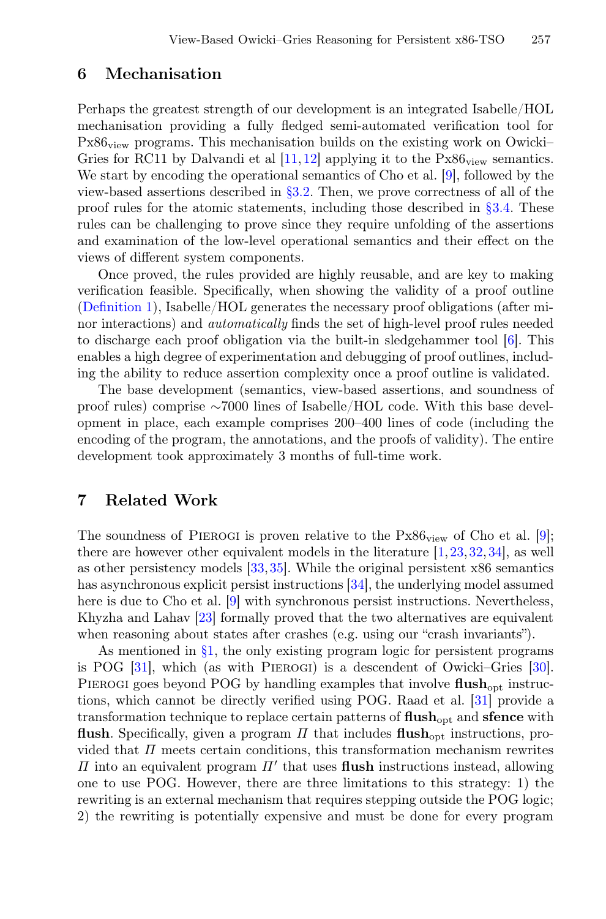## 6 Mechanisation

Perhaps the greatest strength of our development is an integrated Isabelle/HOL mechanisation providing a fully fledged semi-automated verification tool for $\text{Px86}_{\text{view}}$ programs. This mechanisation builds on the existing work on Owicki–Gries for RC11 by Dalvandi et al [11,12] applying it to the $\text{Px86}_{\text{view}}$ semantics. We start by encoding the operational semantics of Cho et al. [9], followed by the view-based assertions described in §3.2. Then, we prove correctness of all of the proof rules for the atomic statements, including those described in §3.4. These rules can be challenging to prove since they require unfolding of the assertions and examination of the low-level operational semantics and their effect on the views of different system components.

Once proved, the rules provided are highly reusable, and are key to making verification feasible. Specifically, when showing the validity of a proof outline (Definition 1), Isabelle/HOL generates the necessary proof obligations (after minor interactions) and *automatically* finds the set of high-level proof rules needed to discharge each proof obligation via the built-in sledgehammer tool [6]. This enables a high degree of experimentation and debugging of proof outlines, including the ability to reduce assertion complexity once a proof outline is validated.

The base development (semantics, view-based assertions, and soundness of proof rules) comprise ∼7000 lines of Isabelle/HOL code. With this base development in place, each example comprises 200–400 lines of code (including the encoding of the program, the annotations, and the proofs of validity). The entire development took approximately 3 months of full-time work.

## 7 Related Work

The soundness of Pierogi is proven relative to the $\text{Px86}_{\text{view}}$ of Cho et al. [9]; there are however other equivalent models in the literature [1,23,32,34], as well as other persistency models [33,35]. While the original persistent x86 semantics has asynchronous explicit persist instructions [34], the underlying model assumed here is due to Cho et al. [9] with synchronous persist instructions. Nevertheless, Khyzha and Lahav [23] formally proved that the two alternatives are equivalent when reasoning about states after crashes (e.g. using our "crash invariants").

As mentioned in §1, the only existing program logic for persistent programs is POG [31], which (as with Pierogi) is a descendent of Owicki–Gries [30]. Pierogi goes beyond POG by handling examples that involve $\textbf{flush}_{\text{opt}}$ instructions, which cannot be directly verified using POG. Raad et al. [31] provide a transformation technique to replace certain patterns of $\textbf{flush}_{\text{opt}}$ and **sfence** with **flush**. Specifically, given a program $\Pi$ that includes $\textbf{flush}_{\text{opt}}$ instructions, provided that $\Pi$ meets certain conditions, this transformation mechanism rewrites $\Pi$ into an equivalent program $\Pi'$ that uses **flush** instructions instead, allowing one to use POG. However, there are three limitations to this strategy: 1) the rewriting is an external mechanism that requires stepping outside the POG logic; 2) the rewriting is potentially expensive and must be done for every program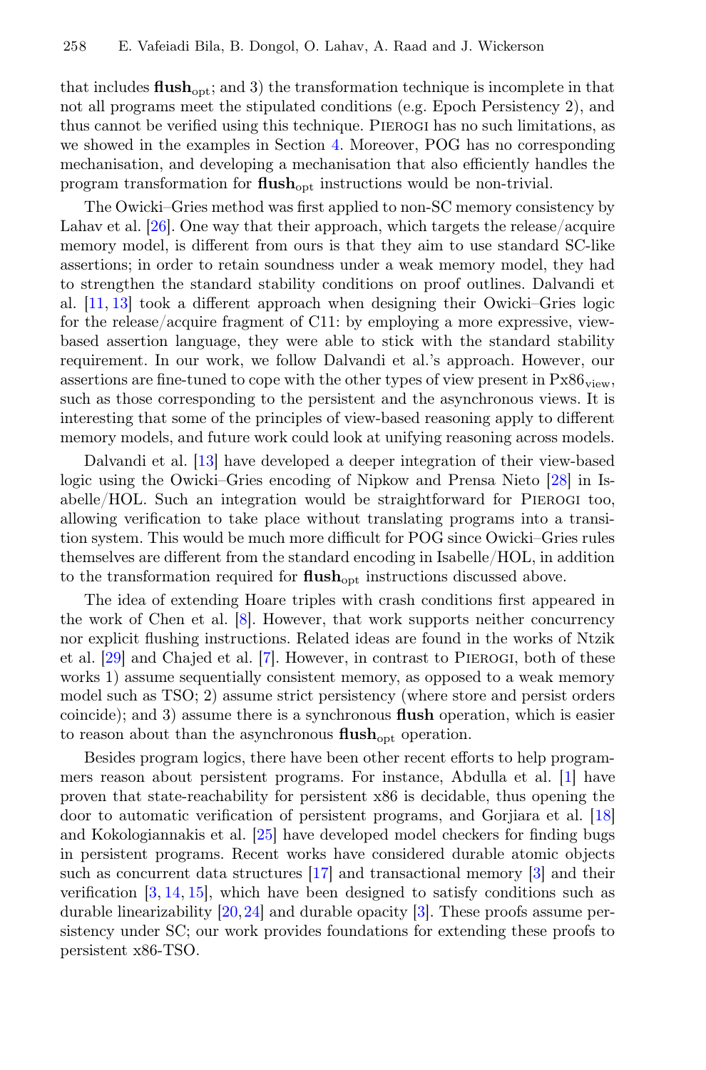that includes $\textbf{flush}_{\text{opt}}$; and 3) the transformation technique is incomplete in that not all programs meet the stipulated conditions (e.g. Epoch Persistency 2), and thus cannot be verified using this technique. Pierogi has no such limitations, as we showed in the examples in Section 4. Moreover, POG has no corresponding mechanisation, and developing a mechanisation that also efficiently handles the program transformation for $\textbf{flush}_{\text{opt}}$ instructions would be non-trivial.

The Owicki–Gries method was first applied to non-SC memory consistency by Lahav et al. [26]. One way that their approach, which targets the release/acquire memory model, is different from ours is that they aim to use standard SC-like assertions; in order to retain soundness under a weak memory model, they had to strengthen the standard stability conditions on proof outlines. Dalvandi et al. [11, 13] took a different approach when designing their Owicki–Gries logic for the release/acquire fragment of C11: by employing a more expressive, view-based assertion language, they were able to stick with the standard stability requirement. In our work, we follow Dalvandi et al.'s approach. However, our assertions are fine-tuned to cope with the other types of view present in $\text{Px86}_{\text{view}}$, such as those corresponding to the persistent and the asynchronous views. It is interesting that some of the principles of view-based reasoning apply to different memory models, and future work could look at unifying reasoning across models.

Dalvandi et al. [13] have developed a deeper integration of their view-based logic using the Owicki–Gries encoding of Nipkow and Prensa Nieto [28] in Isabelle/HOL. Such an integration would be straightforward for Pierogi too, allowing verification to take place without translating programs into a transition system. This would be much more difficult for POG since Owicki–Gries rules themselves are different from the standard encoding in Isabelle/HOL, in addition to the transformation required for $\textbf{flush}_{\text{opt}}$ instructions discussed above.

The idea of extending Hoare triples with crash conditions first appeared in the work of Chen et al. [8]. However, that work supports neither concurrency nor explicit flushing instructions. Related ideas are found in the works of Ntzik et al. [29] and Chajed et al. [7]. However, in contrast to Pierogi, both of these works 1) assume sequentially consistent memory, as opposed to a weak memory model such as TSO; 2) assume strict persistency (where store and persist orders coincide); and 3) assume there is a synchronous **flush** operation, which is easier to reason about than the asynchronous $\textbf{flush}_{\text{opt}}$ operation.

Besides program logics, there have been other recent efforts to help programmers reason about persistent programs. For instance, Abdulla et al. [1] have proven that state-reachability for persistent x86 is decidable, thus opening the door to automatic verification of persistent programs, and Gorjiara et al. [18] and Kokologiannakis et al. [25] have developed model checkers for finding bugs in persistent programs. Recent works have considered durable atomic objects such as concurrent data structures [17] and transactional memory [3] and their verification [3, 14, 15], which have been designed to satisfy conditions such as durable linearizability [20, 24] and durable opacity [3]. These proofs assume persistency under SC; our work provides foundations for extending these proofs to persistent x86-TSO.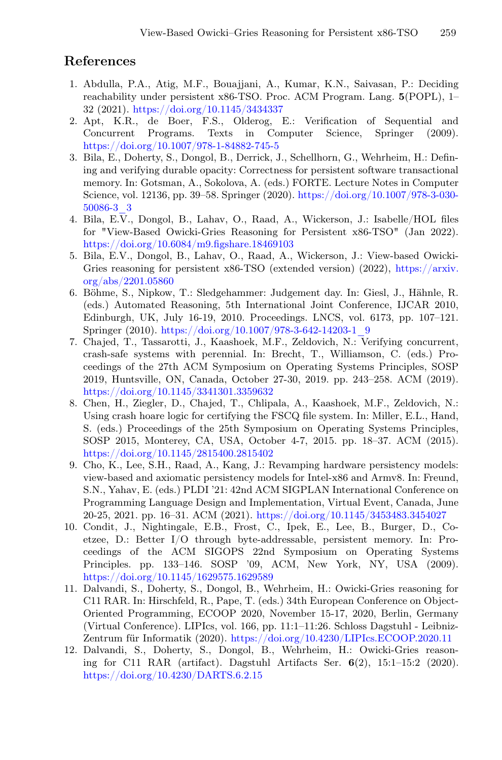## References

1. Abdulla, P.A., Atig, M.F., Bouajjani, A., Kumar, K.N., Saivasan, P.: Deciding reachability under persistent x86-TSO. Proc. ACM Program. Lang. **5**(POPL), 1–32 (2021). https://doi.org/10.1145/3434337
2. Apt, K.R., de Boer, F.S., Olderog, E.: Verification of Sequential and Concurrent Programs. Texts in Computer Science, Springer (2009). https://doi.org/10.1007/978-1-84882-745-5
3. Bila, E., Doherty, S., Dongol, B., Derrick, J., Schellhorn, G., Wehrheim, H.: Defining and verifying durable opacity: Correctness for persistent software transactional memory. In: Gotsman, A., Sokolova, A. (eds.) FORTE. Lecture Notes in Computer Science, vol. 12136, pp. 39–58. Springer (2020). https://doi.org/10.1007/978-3-030-50086-3_3
4. Bila, E.V., Dongol, B., Lahav, O., Raad, A., Wickerson, J.: Isabelle/HOL files for "View-Based Owicki-Gries Reasoning for Persistent x86-TSO" (Jan 2022). https://doi.org/10.6084/m9.figshare.18469103
5. Bila, E.V., Dongol, B., Lahav, O., Raad, A., Wickerson, J.: View-based Owicki-Gries reasoning for persistent x86-TSO (extended version) (2022), https://arxiv.org/abs/2201.05860
6. Böhme, S., Nipkow, T.: Sledgehammer: Judgement day. In: Giesl, J., Hähnle, R. (eds.) Automated Reasoning, 5th International Joint Conference, IJCAR 2010, Edinburgh, UK, July 16-19, 2010. Proceedings. LNCS, vol. 6173, pp. 107–121. Springer (2010). https://doi.org/10.1007/978-3-642-14203-1_9
7. Chajed, T., Tassarotti, J., Kaashoek, M.F., Zeldovich, N.: Verifying concurrent, crash-safe systems with perennial. In: Brecht, T., Williamson, C. (eds.) Proceedings of the 27th ACM Symposium on Operating Systems Principles, SOSP 2019, Huntsville, ON, Canada, October 27-30, 2019. pp. 243–258. ACM (2019). https://doi.org/10.1145/3341301.3359632
8. Chen, H., Ziegler, D., Chajed, T., Chlipala, A., Kaashoek, M.F., Zeldovich, N.: Using crash hoare logic for certifying the FSCQ file system. In: Miller, E.L., Hand, S. (eds.) Proceedings of the 25th Symposium on Operating Systems Principles, SOSP 2015, Monterey, CA, USA, October 4-7, 2015. pp. 18–37. ACM (2015). https://doi.org/10.1145/2815400.2815402
9. Cho, K., Lee, S.H., Raad, A., Kang, J.: Revamping hardware persistency models: view-based and axiomatic persistency models for Intel-x86 and Armv8. In: Freund, S.N., Yahav, E. (eds.) PLDI '21: 42nd ACM SIGPLAN International Conference on Programming Language Design and Implementation, Virtual Event, Canada, June 20-25, 2021. pp. 16–31. ACM (2021). https://doi.org/10.1145/3453483.3454027
10. Condit, J., Nightingale, E.B., Frost, C., Ipek, E., Lee, B., Burger, D., Coetzee, D.: Better I/O through byte-addressable, persistent memory. In: Proceedings of the ACM SIGOPS 22nd Symposium on Operating Systems Principles. pp. 133–146. SOSP '09, ACM, New York, NY, USA (2009). https://doi.org/10.1145/1629575.1629589
11. Dalvandi, S., Doherty, S., Dongol, B., Wehrheim, H.: Owicki-Gries reasoning for C11 RAR. In: Hirschfeld, R., Pape, T. (eds.) 34th European Conference on Object-Oriented Programming, ECOOP 2020, November 15-17, 2020, Berlin, Germany (Virtual Conference). LIPIcs, vol. 166, pp. 11:1–11:26. Schloss Dagstuhl - Leibniz-Zentrum für Informatik (2020). https://doi.org/10.4230/LIPIcs.ECOOP.2020.11
12. Dalvandi, S., Doherty, S., Dongol, B., Wehrheim, H.: Owicki-Gries reasoning for C11 RAR (artifact). Dagstuhl Artifacts Ser. **6**(2), 15:1–15:2 (2020). https://doi.org/10.4230/DARTS.6.2.15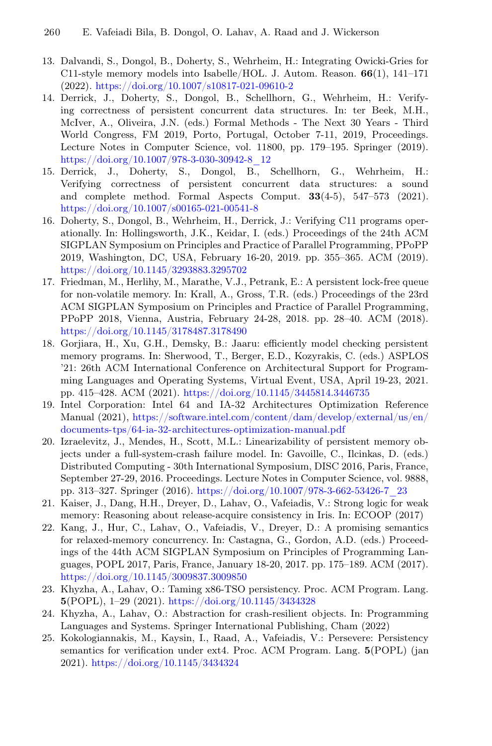13. Dalvandi, S., Dongol, B., Doherty, S., Wehrheim, H.: Integrating Owicki-Gries for C11-style memory models into Isabelle/HOL. J. Autom. Reason. **66**(1), 141–171 (2022). https://doi.org/10.1007/s10817-021-09610-2
14. Derrick, J., Doherty, S., Dongol, B., Schellhorn, G., Wehrheim, H.: Verifying correctness of persistent concurrent data structures. In: ter Beek, M.H., McIver, A., Oliveira, J.N. (eds.) Formal Methods - The Next 30 Years - Third World Congress, FM 2019, Porto, Portugal, October 7-11, 2019, Proceedings. Lecture Notes in Computer Science, vol. 11800, pp. 179–195. Springer (2019). https://doi.org/10.1007/978-3-030-30942-8_12
15. Derrick, J., Doherty, S., Dongol, B., Schellhorn, G., Wehrheim, H.: Verifying correctness of persistent concurrent data structures: a sound and complete method. Formal Aspects Comput. **33**(4-5), 547–573 (2021). https://doi.org/10.1007/s00165-021-00541-8
16. Doherty, S., Dongol, B., Wehrheim, H., Derrick, J.: Verifying C11 programs operationally. In: Hollingsworth, J.K., Keidar, I. (eds.) Proceedings of the 24th ACM SIGPLAN Symposium on Principles and Practice of Parallel Programming, PPoPP 2019, Washington, DC, USA, February 16-20, 2019. pp. 355–365. ACM (2019). https://doi.org/10.1145/3293883.3295702
17. Friedman, M., Herlihy, M., Marathe, V.J., Petrank, E.: A persistent lock-free queue for non-volatile memory. In: Krall, A., Gross, T.R. (eds.) Proceedings of the 23rd ACM SIGPLAN Symposium on Principles and Practice of Parallel Programming, PPoPP 2018, Vienna, Austria, February 24-28, 2018. pp. 28–40. ACM (2018). https://doi.org/10.1145/3178487.3178490
18. Gorjiara, H., Xu, G.H., Demsky, B.: Jaaru: efficiently model checking persistent memory programs. In: Sherwood, T., Berger, E.D., Kozyrakis, C. (eds.) ASPLOS '21: 26th ACM International Conference on Architectural Support for Programming Languages and Operating Systems, Virtual Event, USA, April 19-23, 2021. pp. 415–428. ACM (2021). https://doi.org/10.1145/3445814.3446735
19. Intel Corporation: Intel 64 and IA-32 Architectures Optimization Reference Manual (2021), https://software.intel.com/content/dam/develop/external/us/en/documents-tps/64-ia-32-architectures-optimization-manual.pdf
20. Izraelevitz, J., Mendes, H., Scott, M.L.: Linearizability of persistent memory objects under a full-system-crash failure model. In: Gavoille, C., Ilcinkas, D. (eds.) Distributed Computing - 30th International Symposium, DISC 2016, Paris, France, September 27-29, 2016. Proceedings. Lecture Notes in Computer Science, vol. 9888, pp. 313–327. Springer (2016). https://doi.org/10.1007/978-3-662-53426-7_23
21. Kaiser, J., Dang, H.H., Dreyer, D., Lahav, O., Vafeiadis, V.: Strong logic for weak memory: Reasoning about release-acquire consistency in Iris. In: ECOOP (2017)
22. Kang, J., Hur, C., Lahav, O., Vafeiadis, V., Dreyer, D.: A promising semantics for relaxed-memory concurrency. In: Castagna, G., Gordon, A.D. (eds.) Proceedings of the 44th ACM SIGPLAN Symposium on Principles of Programming Languages, POPL 2017, Paris, France, January 18-20, 2017. pp. 175–189. ACM (2017). https://doi.org/10.1145/3009837.3009850
23. Khyzha, A., Lahav, O.: Taming x86-TSO persistency. Proc. ACM Program. Lang. **5**(POPL), 1–29 (2021). https://doi.org/10.1145/3434328
24. Khyzha, A., Lahav, O.: Abstraction for crash-resilient objects. In: Programming Languages and Systems. Springer International Publishing, Cham (2022)
25. Kokologiannakis, M., Kaysin, I., Raad, A., Vafeiadis, V.: Persevere: Persistency semantics for verification under ext4. Proc. ACM Program. Lang. **5**(POPL) (jan 2021). https://doi.org/10.1145/3434324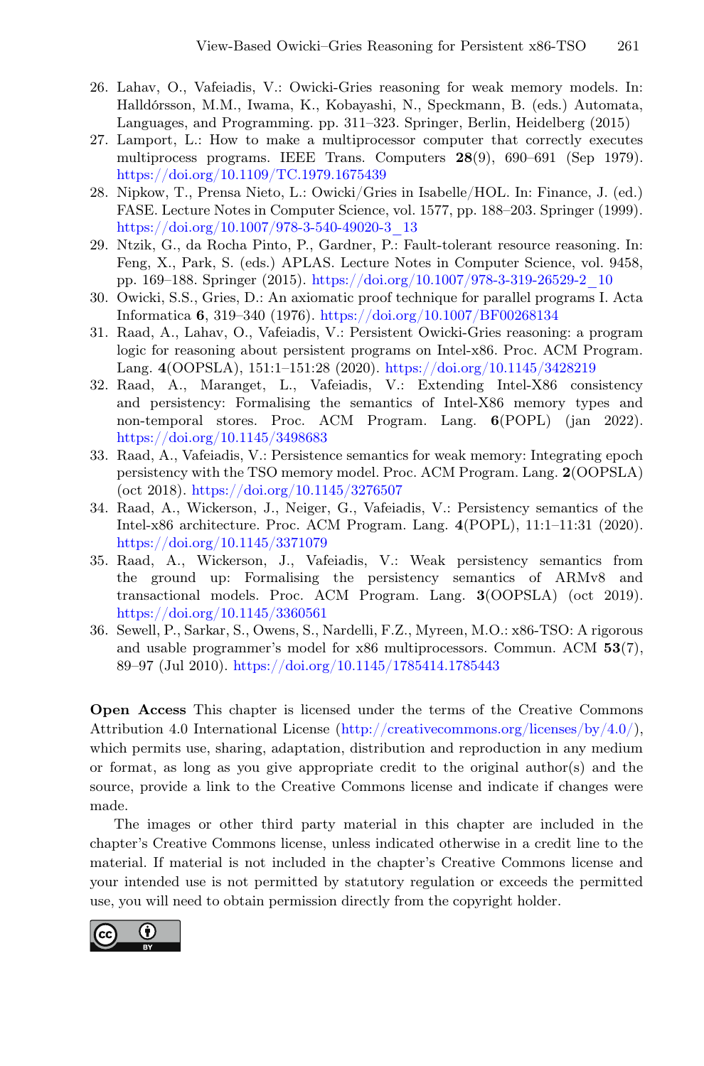26. Lahav, O., Vafeiadis, V.: Owicki-Gries reasoning for weak memory models. In: Halldórsson, M.M., Iwama, K., Kobayashi, N., Speckmann, B. (eds.) Automata, Languages, and Programming. pp. 311–323. Springer, Berlin, Heidelberg (2015)
27. Lamport, L.: How to make a multiprocessor computer that correctly executes multiprocess programs. IEEE Trans. Computers **28**(9), 690–691 (Sep 1979). https://doi.org/10.1109/TC.1979.1675439
28. Nipkow, T., Prensa Nieto, L.: Owicki/Gries in Isabelle/HOL. In: Finance, J. (ed.) FASE. Lecture Notes in Computer Science, vol. 1577, pp. 188–203. Springer (1999). https://doi.org/10.1007/978-3-540-49020-3_13
29. Ntzik, G., da Rocha Pinto, P., Gardner, P.: Fault-tolerant resource reasoning. In: Feng, X., Park, S. (eds.) APLAS. Lecture Notes in Computer Science, vol. 9458, pp. 169–188. Springer (2015). https://doi.org/10.1007/978-3-319-26529-2_10
30. Owicki, S.S., Gries, D.: An axiomatic proof technique for parallel programs I. Acta Informatica **6**, 319–340 (1976). https://doi.org/10.1007/BF00268134
31. Raad, A., Lahav, O., Vafeiadis, V.: Persistent Owicki-Gries reasoning: a program logic for reasoning about persistent programs on Intel-x86. Proc. ACM Program. Lang. **4**(OOPSLA), 151:1–151:28 (2020). https://doi.org/10.1145/3428219
32. Raad, A., Maranget, L., Vafeiadis, V.: Extending Intel-X86 consistency and persistency: Formalising the semantics of Intel-X86 memory types and non-temporal stores. Proc. ACM Program. Lang. **6**(POPL) (jan 2022). https://doi.org/10.1145/3498683
33. Raad, A., Vafeiadis, V.: Persistence semantics for weak memory: Integrating epoch persistency with the TSO memory model. Proc. ACM Program. Lang. **2**(OOPSLA) (oct 2018). https://doi.org/10.1145/3276507
34. Raad, A., Wickerson, J., Neiger, G., Vafeiadis, V.: Persistency semantics of the Intel-x86 architecture. Proc. ACM Program. Lang. **4**(POPL), 11:1–11:31 (2020). https://doi.org/10.1145/3371079
35. Raad, A., Wickerson, J., Vafeiadis, V.: Weak persistency semantics from the ground up: Formalising the persistency semantics of ARMv8 and transactional models. Proc. ACM Program. Lang. **3**(OOPSLA) (oct 2019). https://doi.org/10.1145/3360561
36. Sewell, P., Sarkar, S., Owens, S., Nardelli, F.Z., Myreen, M.O.: x86-TSO: A rigorous and usable programmer's model for x86 multiprocessors. Commun. ACM **53**(7), 89–97 (Jul 2010). https://doi.org/10.1145/1785414.1785443

**Open Access** This chapter is licensed under the terms of the Creative Commons Attribution 4.0 International License (http://creativecommons.org/licenses/by/4.0/), which permits use, sharing, adaptation, distribution and reproduction in any medium or format, as long as you give appropriate credit to the original author(s) and the source, provide a link to the Creative Commons license and indicate if changes were made.

The images or other third party material in this chapter are included in the chapter's Creative Commons license, unless indicated otherwise in a credit line to the material. If material is not included in the chapter's Creative Commons license and your intended use is not permitted by statutory regulation or exceeds the permitted use, you will need to obtain permission directly from the copyright holder.